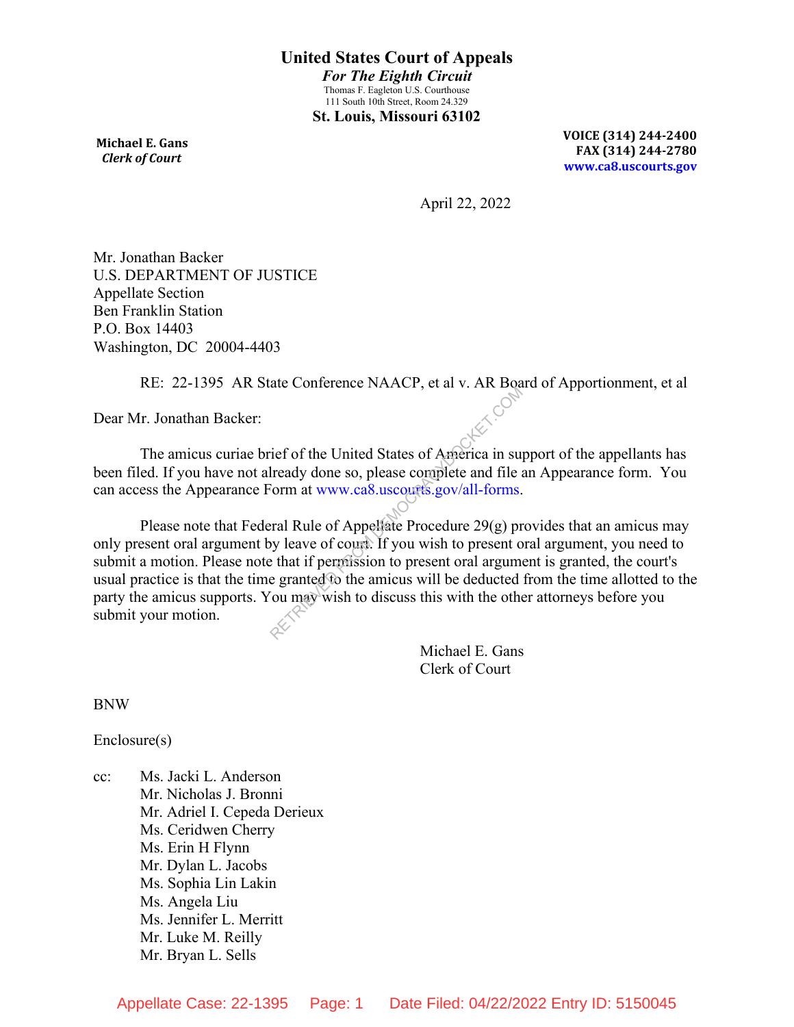# United States Court of Appeals

***For The Eighth Circuit***

Thomas F. Eagleton U.S. Courthouse
111 South 10th Street, Room 24.329

**St. Louis, Missouri 63102**

**Michael E. Gans**
***Clerk of Court***

**VOICE (314) 244-2400**
**FAX (314) 244-2780**
**www.ca8.uscourts.gov**

April 22, 2022

Mr. Jonathan Backer
U.S. DEPARTMENT OF JUSTICE
Appellate Section
Ben Franklin Station
P.O. Box 14403
Washington, DC 20004-4403

RE: 22-1395 AR State Conference NAACP, et al v. AR Board of Apportionment, et al

Dear Mr. Jonathan Backer:

The amicus curiae brief of the United States of America in support of the appellants has been filed. If you have not already done so, please complete and file an Appearance form. You can access the Appearance Form at www.ca8.uscourts.gov/all-forms.

Please note that Federal Rule of Appellate Procedure 29(g) provides that an amicus may only present oral argument by leave of court. If you wish to present oral argument, you need to submit a motion. Please note that if permission to present oral argument is granted, the court's usual practice is that the time granted to the amicus will be deducted from the time allotted to the party the amicus supports. You may wish to discuss this with the other attorneys before you submit your motion.

Michael E. Gans
Clerk of Court

BNW

Enclosure(s)

cc: Ms. Jacki L. Anderson
Mr. Nicholas J. Bronni
Mr. Adriel I. Cepeda Derieux
Ms. Ceridwen Cherry
Ms. Erin H Flynn
Mr. Dylan L. Jacobs
Ms. Sophia Lin Lakin
Ms. Angela Liu
Ms. Jennifer L. Merritt
Mr. Luke M. Reilly
Mr. Bryan L. Sells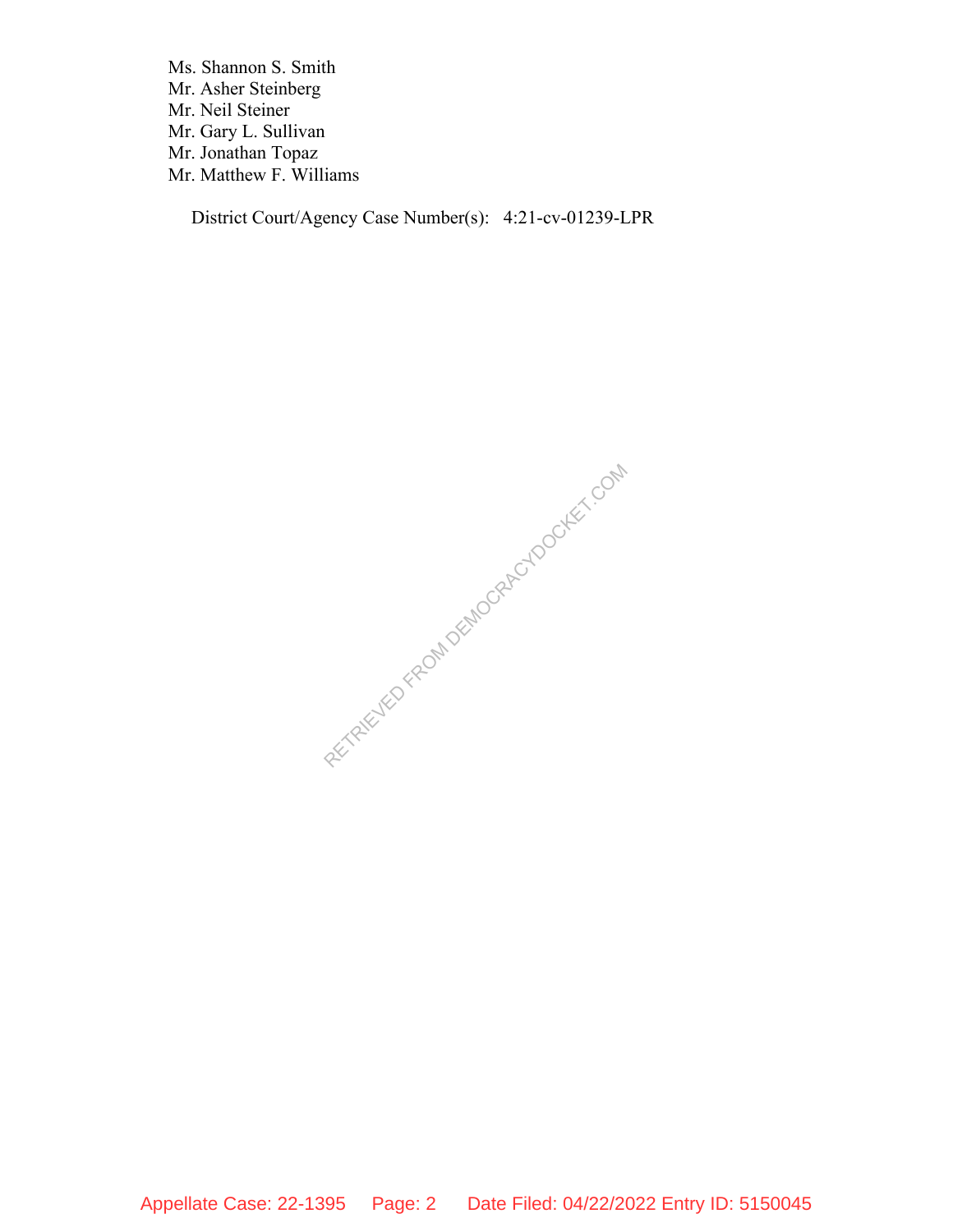Ms. Shannon S. Smith
Mr. Asher Steinberg
Mr. Neil Steiner
Mr. Gary L. Sullivan
Mr. Jonathan Topaz
Mr. Matthew F. Williams

District Court/Agency Case Number(s): 4:21-cv-01239-LPR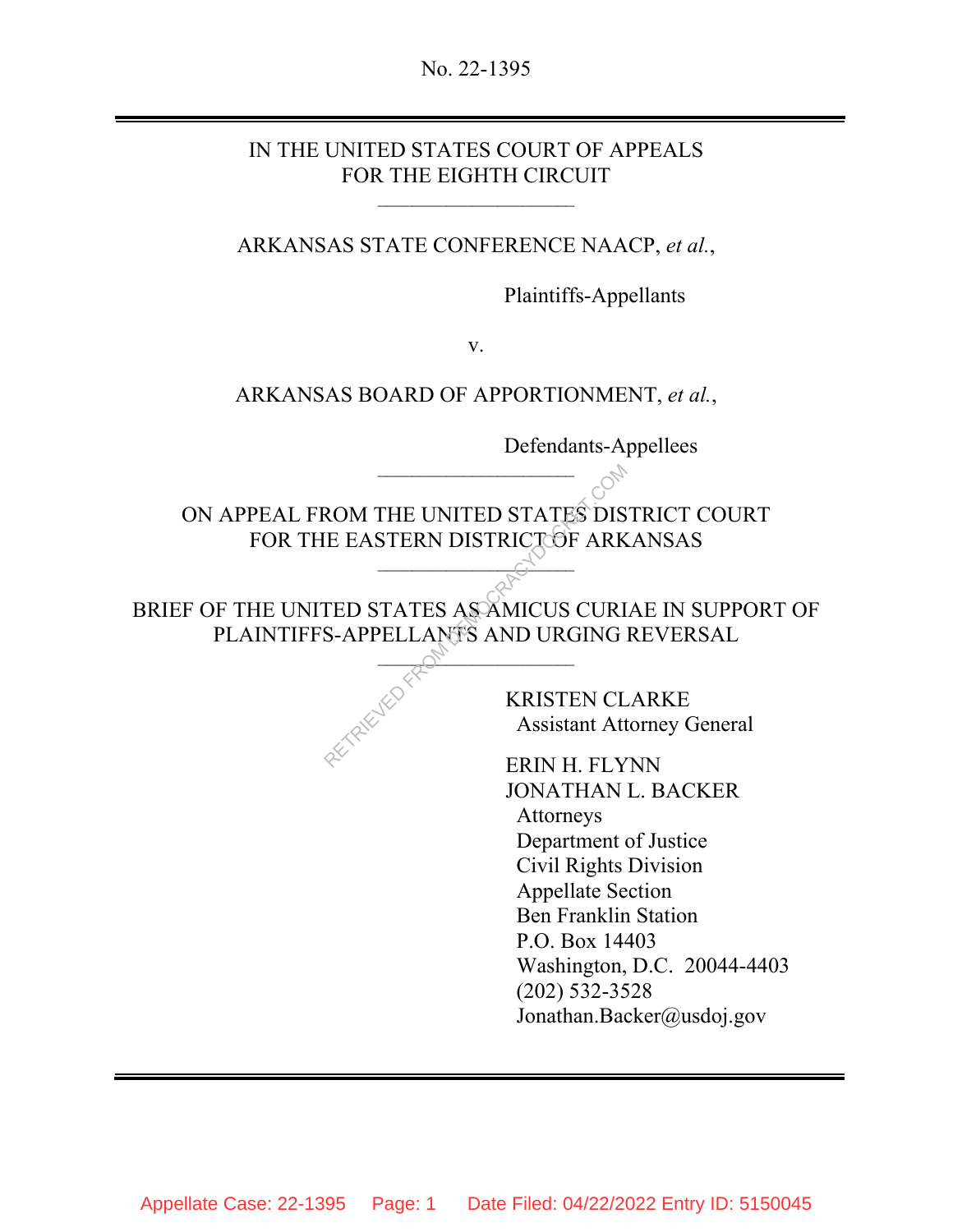No. 22-1395

---

IN THE UNITED STATES COURT OF APPEALS
FOR THE EIGHTH CIRCUIT

---

ARKANSAS STATE CONFERENCE NAACP, *et al.*,

Plaintiffs-Appellants

v.

ARKANSAS BOARD OF APPORTIONMENT, *et al.*,

Defendants-Appellees

---

ON APPEAL FROM THE UNITED STATES DISTRICT COURT
FOR THE EASTERN DISTRICT OF ARKANSAS

---

BRIEF OF THE UNITED STATES AS AMICUS CURIAE IN SUPPORT OF PLAINTIFFS-APPELLANTS AND URGING REVERSAL

---

KRISTEN CLARKE
Assistant Attorney General

ERIN H. FLYNN
JONATHAN L. BACKER
Attorneys
Department of Justice
Civil Rights Division
Appellate Section
Ben Franklin Station
P.O. Box 14403
Washington, D.C. 20044-4403
(202) 532-3528
Jonathan.Backer@usdoj.gov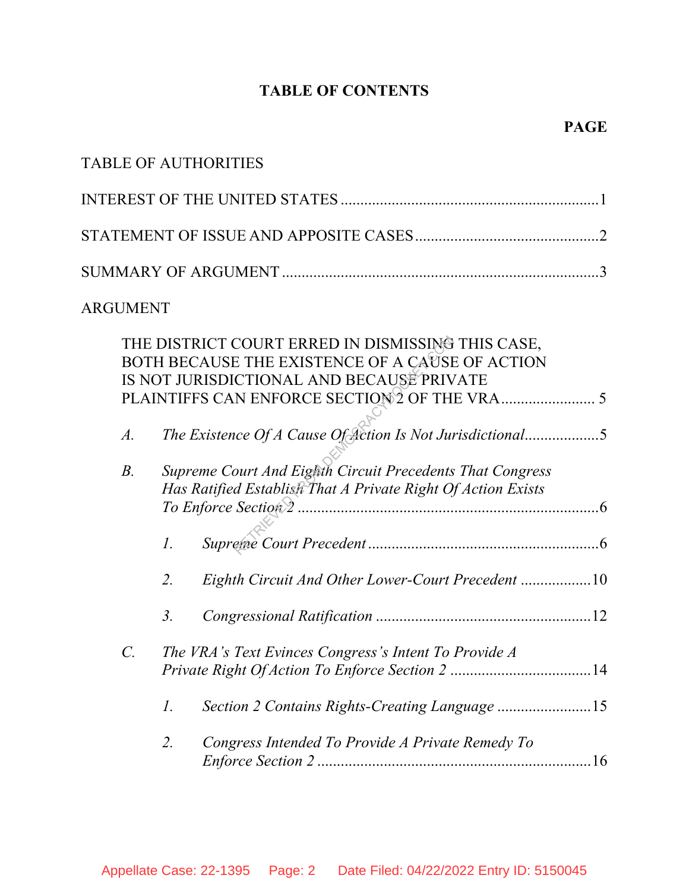# TABLE OF CONTENTS

**PAGE**

TABLE OF AUTHORITIES

INTEREST OF THE UNITED STATES .......................................................... 1

STATEMENT OF ISSUE AND APPOSITE CASES ...................................... 2

SUMMARY OF ARGUMENT ....................................................................... 3

ARGUMENT

THE DISTRICT COURT ERRED IN DISMISSING THIS CASE, BOTH BECAUSE THE EXISTENCE OF A CAUSE OF ACTION IS NOT JURISDICTIONAL AND BECAUSE PRIVATE PLAINTIFFS CAN ENFORCE SECTION 2 OF THE VRA ...................... 5

*A.* *The Existence Of A Cause Of Action Is Not Jurisdictional* .................. 5

*B.* *Supreme Court And Eighth Circuit Precedents That Congress Has Ratified Establish That A Private Right Of Action Exists To Enforce Section 2* ......................................................................... 6

*1.* *Supreme Court Precedent* ......................................................... 6

*2.* *Eighth Circuit And Other Lower-Court Precedent* ................. 10

*3.* *Congressional Ratification* ..................................................... 12

*C.* *The VRA's Text Evinces Congress's Intent To Provide A Private Right Of Action To Enforce Section 2* ................................... 14

*1.* *Section 2 Contains Rights-Creating Language* ....................... 15

*2.* *Congress Intended To Provide A Private Remedy To Enforce Section 2* ..................................................................... 16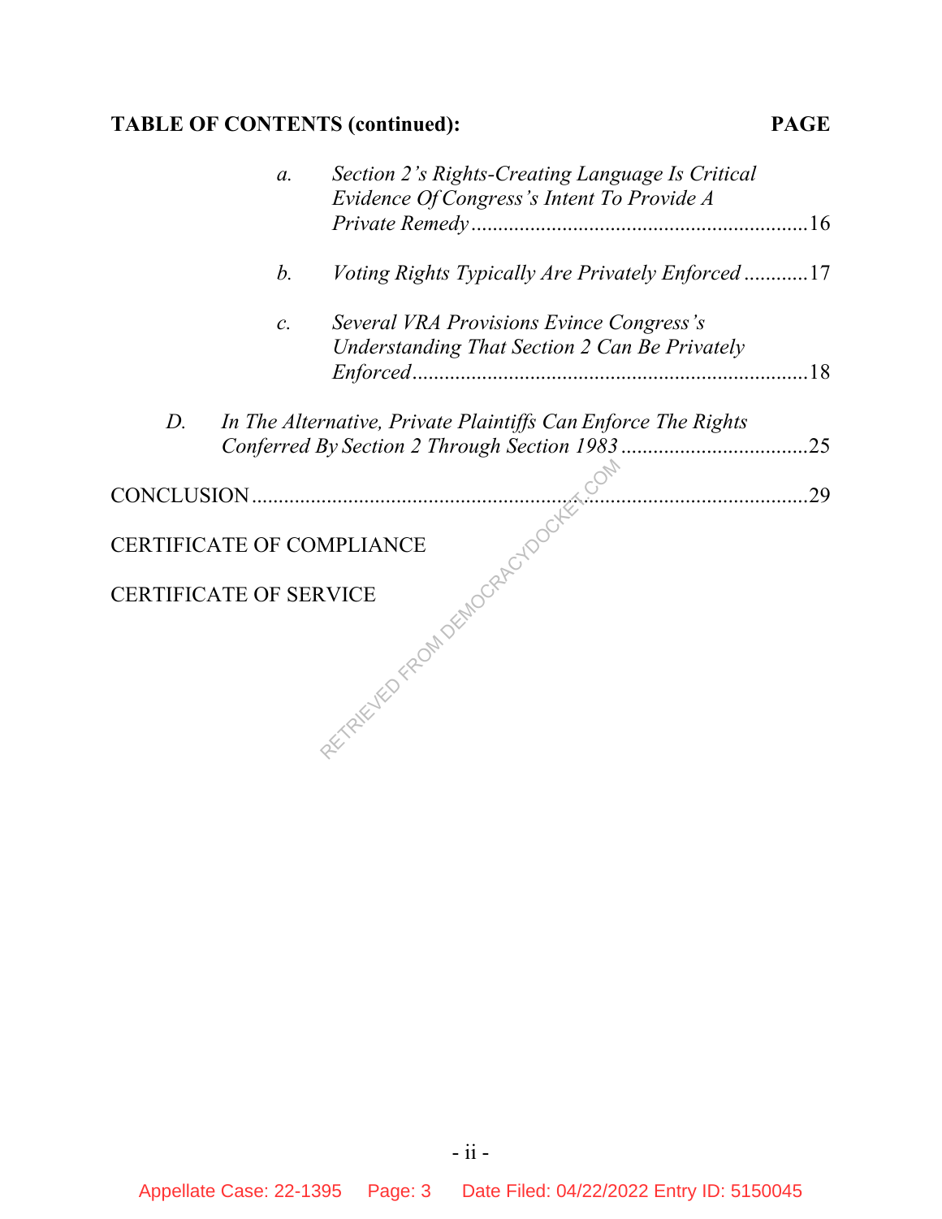**TABLE OF CONTENTS (continued):** **PAGE**

- *a. Section 2's Rights-Creating Language Is Critical Evidence Of Congress's Intent To Provide A Private Remedy* ............ 16
- *b. Voting Rights Typically Are Privately Enforced* ............ 17
- *c. Several VRA Provisions Evince Congress's Understanding That Section 2 Can Be Privately Enforced* ............ 18

*D. In The Alternative, Private Plaintiffs Can Enforce The Rights Conferred By Section 2 Through Section 1983* ............ 25

CONCLUSION ............ 29

CERTIFICATE OF COMPLIANCE

CERTIFICATE OF SERVICE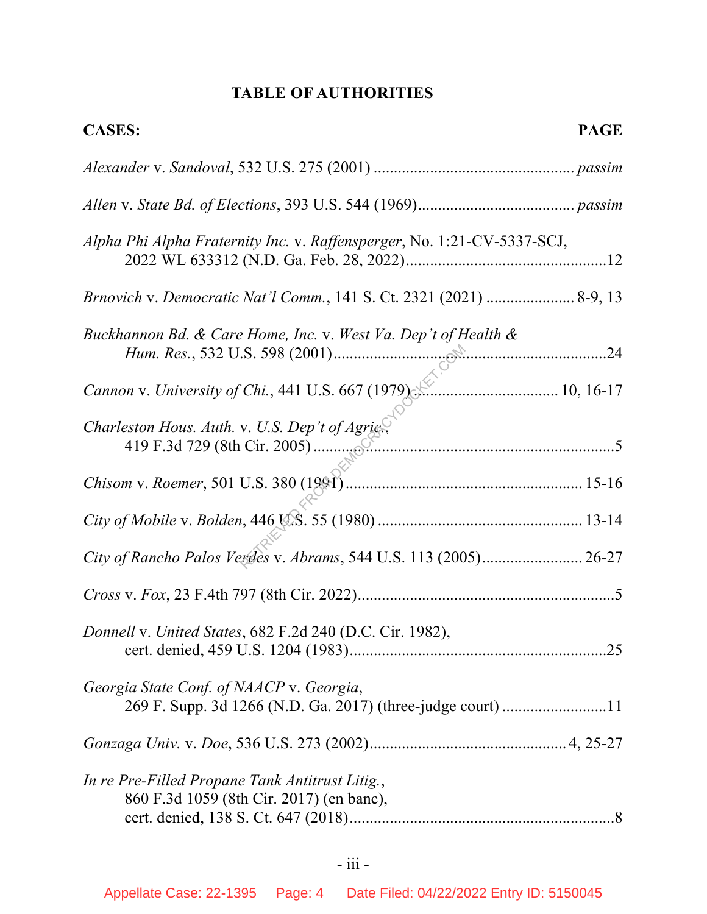**TABLE OF AUTHORITIES**

| **CASES:** | **PAGE** |
|---|---|
| *Alexander* v. *Sandoval*, 532 U.S. 275 (2001) | *passim* |
| *Allen* v. *State Bd. of Elections*, 393 U.S. 544 (1969) | *passim* |
| *Alpha Phi Alpha Fraternity Inc.* v. *Raffensperger*, No. 1:21-CV-5337-SCJ, 2022 WL 633312 (N.D. Ga. Feb. 28, 2022) | 12 |
| *Brnovich* v. *Democratic Nat'l Comm.*, 141 S. Ct. 2321 (2021) | 8-9, 13 |
| *Buckhannon Bd. & Care Home, Inc.* v. *West Va. Dep't of Health & Hum. Res.*, 532 U.S. 598 (2001) | 24 |
| *Cannon* v. *University of Chi.*, 441 U.S. 667 (1979) | 10, 16-17 |
| *Charleston Hous. Auth.* v. *U.S. Dep't of Agric.*, 419 F.3d 729 (8th Cir. 2005) | 5 |
| *Chisom* v. *Roemer*, 501 U.S. 380 (1991) | 15-16 |
| *City of Mobile* v. *Bolden*, 446 U.S. 55 (1980) | 13-14 |
| *City of Rancho Palos Verdes* v. *Abrams*, 544 U.S. 113 (2005) | 26-27 |
| *Cross* v. *Fox*, 23 F.4th 797 (8th Cir. 2022) | 5 |
| *Donnell* v. *United States*, 682 F.2d 240 (D.C. Cir. 1982), cert. denied, 459 U.S. 1204 (1983) | 25 |
| *Georgia State Conf. of NAACP* v. *Georgia*, 269 F. Supp. 3d 1266 (N.D. Ga. 2017) (three-judge court) | 11 |
| *Gonzaga Univ.* v. *Doe*, 536 U.S. 273 (2002) | 4, 25-27 |
| *In re Pre-Filled Propane Tank Antitrust Litig.*, 860 F.3d 1059 (8th Cir. 2017) (en banc), cert. denied, 138 S. Ct. 647 (2018) | 8 |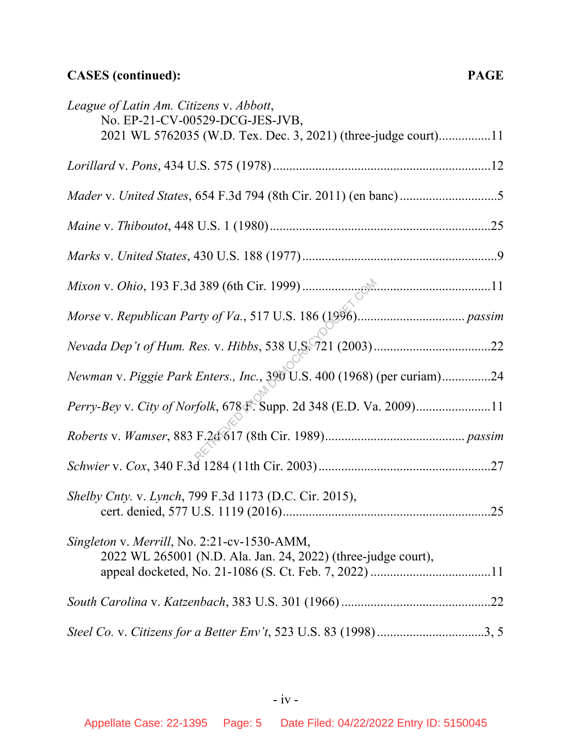**CASES (continued):** **PAGE**

*League of Latin Am. Citizens* v. *Abbott*,
No. EP-21-CV-00529-DCG-JES-JVB,
2021 WL 5762035 (W.D. Tex. Dec. 3, 2021) (three-judge court)................11

*Lorillard* v. *Pons*, 434 U.S. 575 (1978)..................................................................12

*Mader* v. *United States*, 654 F.3d 794 (8th Cir. 2011) (en banc)..............................5

*Maine* v. *Thiboutot*, 448 U.S. 1 (1980)....................................................................25

*Marks* v. *United States*, 430 U.S. 188 (1977)............................................................9

*Mixon* v. *Ohio*, 193 F.3d 389 (6th Cir. 1999)..........................................................11

*Morse* v. *Republican Party of Va.*, 517 U.S. 186 (1996)................................ *passim*

*Nevada Dep't of Hum. Res.* v. *Hibbs*, 538 U.S. 721 (2003)....................................22

*Newman* v. *Piggie Park Enters., Inc.*, 390 U.S. 400 (1968) (per curiam)...............24

*Perry-Bey* v. *City of Norfolk*, 678 F. Supp. 2d 348 (E.D. Va. 2009).......................11

*Roberts* v. *Wamser*, 883 F.2d 617 (8th Cir. 1989).......................................... *passim*

*Schwier* v. *Cox*, 340 F.3d 1284 (11th Cir. 2003).....................................................27

*Shelby Cnty.* v. *Lynch*, 799 F.3d 1173 (D.C. Cir. 2015),
cert. denied, 577 U.S. 1119 (2016)................................................................25

*Singleton* v. *Merrill*, No. 2:21-cv-1530-AMM,
2022 WL 265001 (N.D. Ala. Jan. 24, 2022) (three-judge court),
appeal docketed, No. 21-1086 (S. Ct. Feb. 7, 2022).....................................11

*South Carolina* v. *Katzenbach*, 383 U.S. 301 (1966)..............................................22

*Steel Co.* v. *Citizens for a Better Env't*, 523 U.S. 83 (1998).................................3, 5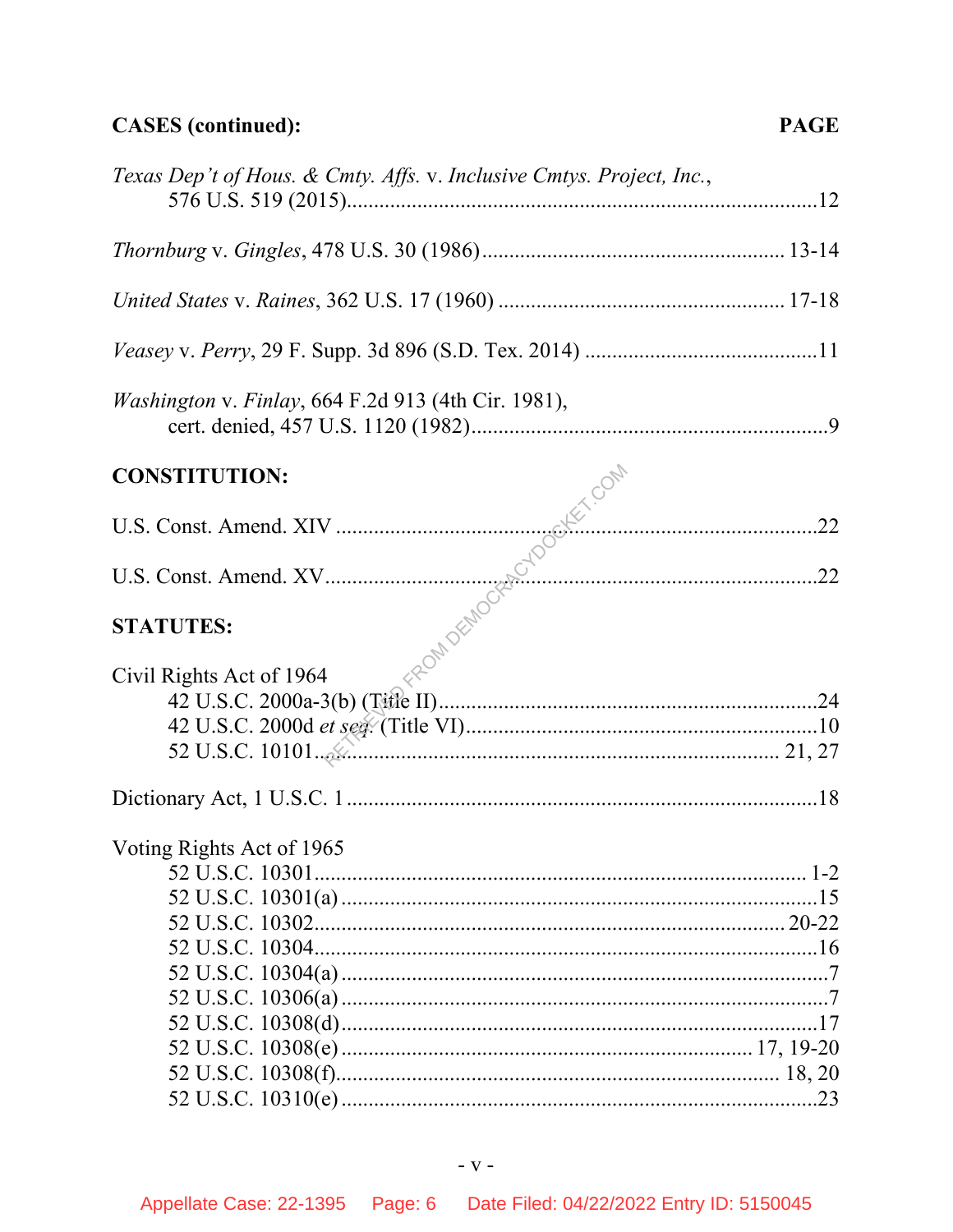**CASES (continued):** **PAGE**

*Texas Dep't of Hous. & Cmty. Affs.* v. *Inclusive Cmtys. Project, Inc.*, 576 U.S. 519 (2015) ........................................................................................12

*Thornburg* v. *Gingles*, 478 U.S. 30 (1986) ........................................................ 13-14

*United States* v. *Raines*, 362 U.S. 17 (1960) ..................................................... 17-18

*Veasey* v. *Perry*, 29 F. Supp. 3d 896 (S.D. Tex. 2014) ...........................................11

*Washington* v. *Finlay*, 664 F.2d 913 (4th Cir. 1981), cert. denied, 457 U.S. 1120 (1982) ..................................................................9

**CONSTITUTION:**

U.S. Const. Amend. XIV ...........................................................................................22

U.S. Const. Amend. XV ............................................................................................22

**STATUTES:**

Civil Rights Act of 1964
- 42 U.S.C. 2000a-3(b) (Title II) ......................................................................24
- 42 U.S.C. 2000d *et seq.* (Title VI) .................................................................10
- 52 U.S.C. 10101 .................................................................................... 21, 27

Dictionary Act, 1 U.S.C. 1 .........................................................................................18

Voting Rights Act of 1965
- 52 U.S.C. 10301 ........................................................................................... 1-2
- 52 U.S.C. 10301(a) ..........................................................................................15
- 52 U.S.C. 10302 ......................................................................................... 20-22
- 52 U.S.C. 10304 ...............................................................................................16
- 52 U.S.C. 10304(a) ............................................................................................7
- 52 U.S.C. 10306(a) ............................................................................................7
- 52 U.S.C. 10308(d) ..........................................................................................17
- 52 U.S.C. 10308(e) ........................................................................... 17, 19-20
- 52 U.S.C. 10308(f) ................................................................................... 18, 20
- 52 U.S.C. 10310(e) ..........................................................................................23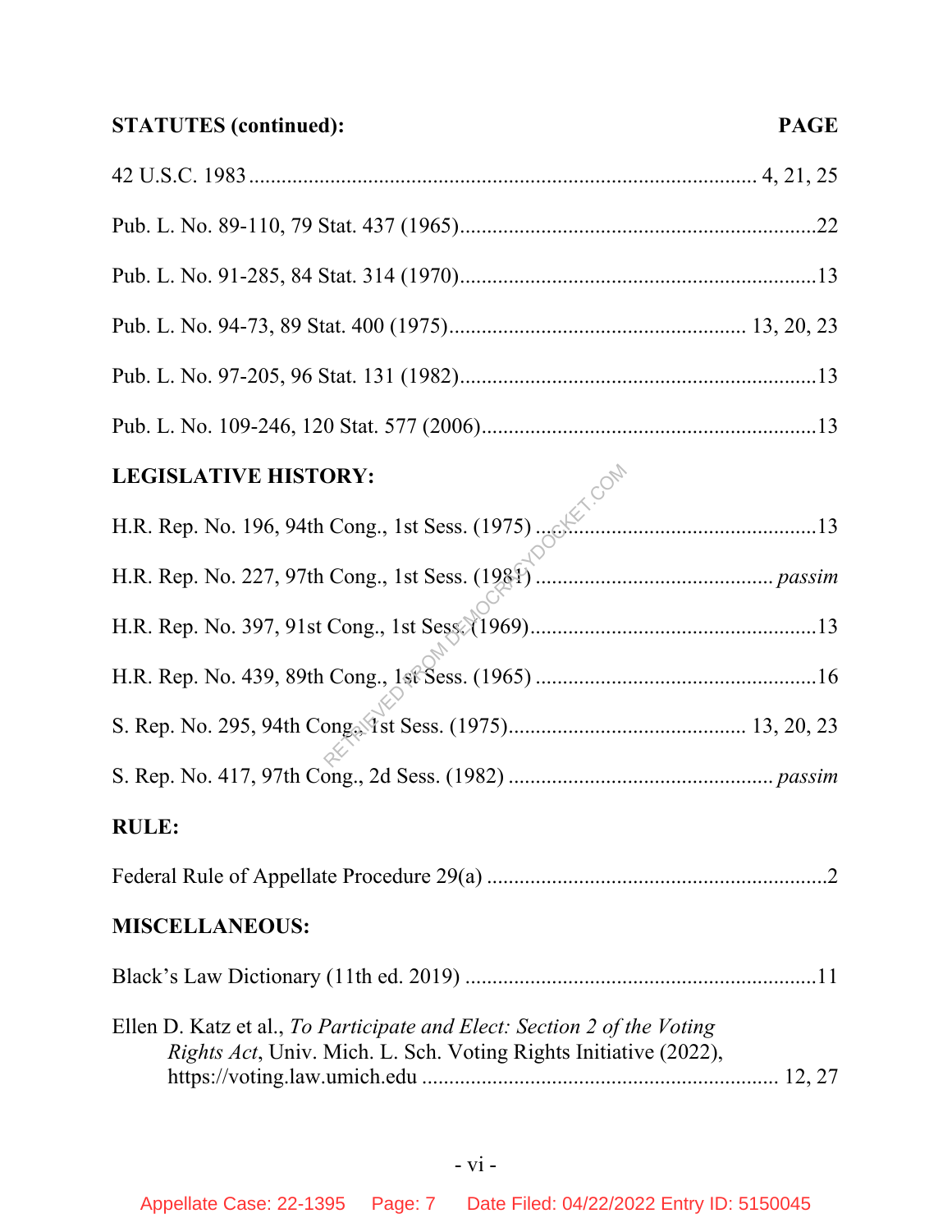**STATUTES (continued):** **PAGE**

42 U.S.C. 1983 .......................................................................................... 4, 21, 25

Pub. L. No. 89-110, 79 Stat. 437 (1965).................................................................22

Pub. L. No. 91-285, 84 Stat. 314 (1970).................................................................13

Pub. L. No. 94-73, 89 Stat. 400 (1975)..................................................... 13, 20, 23

Pub. L. No. 97-205, 96 Stat. 131 (1982).................................................................13

Pub. L. No. 109-246, 120 Stat. 577 (2006).............................................................13

**LEGISLATIVE HISTORY:**

H.R. Rep. No. 196, 94th Cong., 1st Sess. (1975) ...................................................13

H.R. Rep. No. 227, 97th Cong., 1st Sess. (1981) .......................................... *passim*

H.R. Rep. No. 397, 91st Cong., 1st Sess. (1969)....................................................13

H.R. Rep. No. 439, 89th Cong., 1st Sess. (1965) ...................................................16

S. Rep. No. 295, 94th Cong., 1st Sess. (1975)........................................... 13, 20, 23

S. Rep. No. 417, 97th Cong., 2d Sess. (1982) ............................................... *passim*

**RULE:**

Federal Rule of Appellate Procedure 29(a) ..............................................................2

**MISCELLANEOUS:**

Black's Law Dictionary (11th ed. 2019) ................................................................11

Ellen D. Katz et al., *To Participate and Elect: Section 2 of the Voting Rights Act*, Univ. Mich. L. Sch. Voting Rights Initiative (2022), https://voting.law.umich.edu ................................................................ 12, 27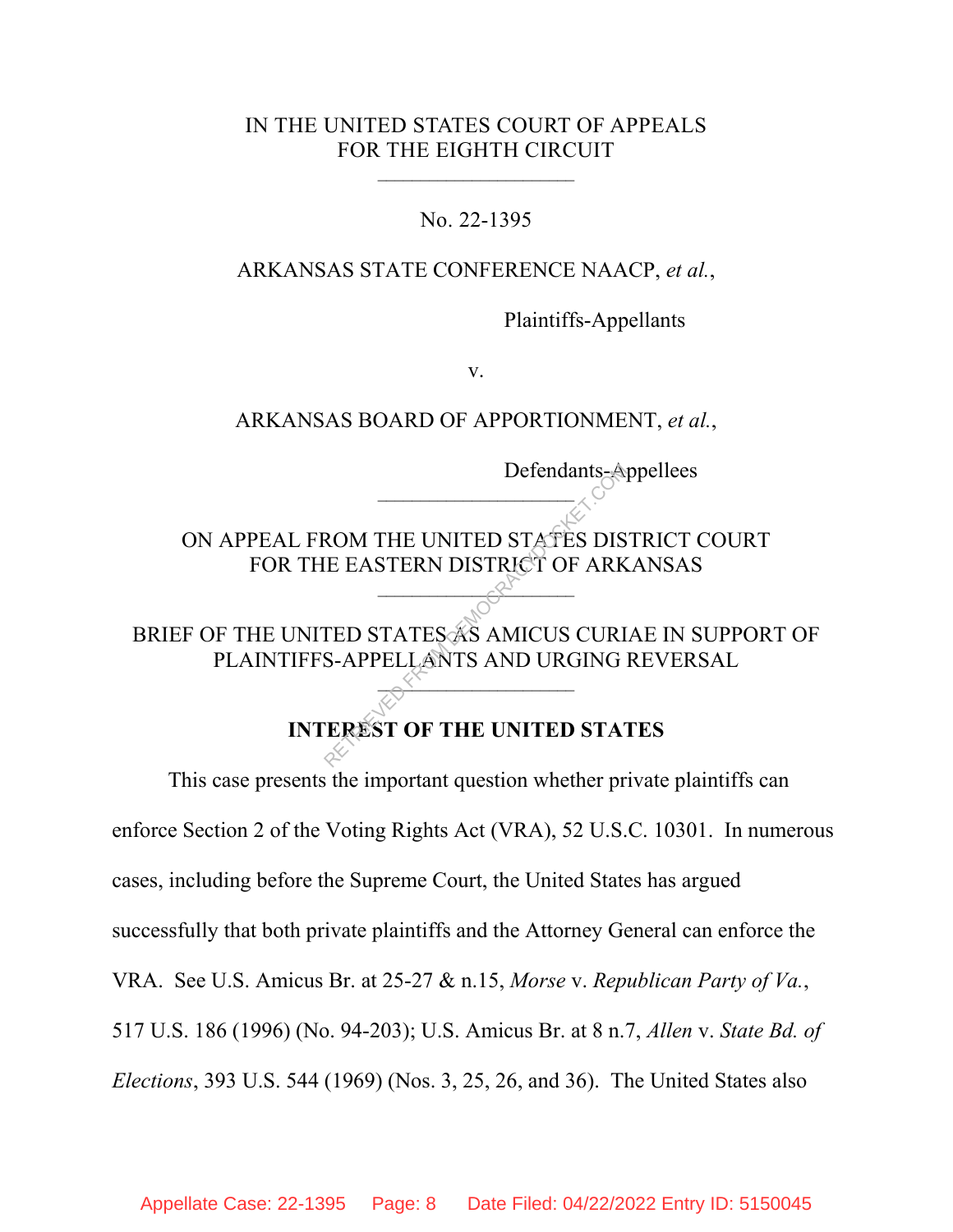IN THE UNITED STATES COURT OF APPEALS
FOR THE EIGHTH CIRCUIT

\_\_\_\_\_\_\_\_\_\_\_\_\_\_\_\_\_\_

No. 22-1395

ARKANSAS STATE CONFERENCE NAACP, *et al.*,

Plaintiffs-Appellants

v.

ARKANSAS BOARD OF APPORTIONMENT, *et al.*,

Defendants-Appellees

\_\_\_\_\_\_\_\_\_\_\_\_\_\_\_\_\_\_

ON APPEAL FROM THE UNITED STATES DISTRICT COURT
FOR THE EASTERN DISTRICT OF ARKANSAS

\_\_\_\_\_\_\_\_\_\_\_\_\_\_\_\_\_\_

BRIEF OF THE UNITED STATES AS AMICUS CURIAE IN SUPPORT OF
PLAINTIFFS-APPELLANTS AND URGING REVERSAL

\_\_\_\_\_\_\_\_\_\_\_\_\_\_\_\_\_\_

## INTEREST OF THE UNITED STATES

This case presents the important question whether private plaintiffs can enforce Section 2 of the Voting Rights Act (VRA), 52 U.S.C. 10301. In numerous cases, including before the Supreme Court, the United States has argued successfully that both private plaintiffs and the Attorney General can enforce the VRA. See U.S. Amicus Br. at 25-27 & n.15, *Morse* v. *Republican Party of Va.*, 517 U.S. 186 (1996) (No. 94-203); U.S. Amicus Br. at 8 n.7, *Allen* v. *State Bd. of Elections*, 393 U.S. 544 (1969) (Nos. 3, 25, 26, and 36). The United States also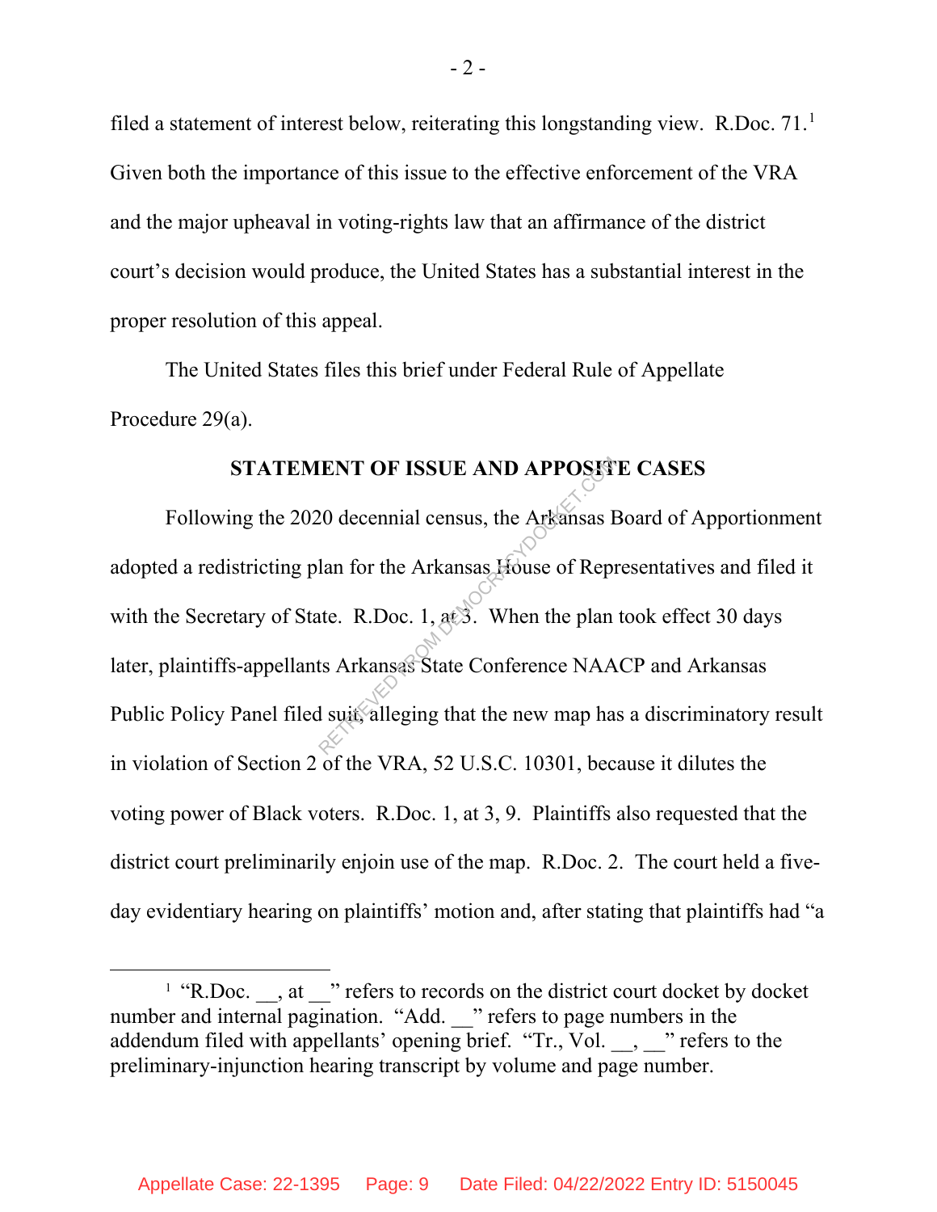filed a statement of interest below, reiterating this longstanding view. R.Doc. 71.[1] Given both the importance of this issue to the effective enforcement of the VRA and the major upheaval in voting-rights law that an affirmance of the district court's decision would produce, the United States has a substantial interest in the proper resolution of this appeal.

The United States files this brief under Federal Rule of Appellate Procedure 29(a).

## STATEMENT OF ISSUE AND APPOSITE CASES

Following the 2020 decennial census, the Arkansas Board of Apportionment adopted a redistricting plan for the Arkansas House of Representatives and filed it with the Secretary of State. R.Doc. 1, at 3. When the plan took effect 30 days later, plaintiffs-appellants Arkansas State Conference NAACP and Arkansas Public Policy Panel filed suit, alleging that the new map has a discriminatory result in violation of Section 2 of the VRA, 52 U.S.C. 10301, because it dilutes the voting power of Black voters. R.Doc. 1, at 3, 9. Plaintiffs also requested that the district court preliminarily enjoin use of the map. R.Doc. 2. The court held a five-day evidentiary hearing on plaintiffs' motion and, after stating that plaintiffs had "a

---

[1] "R.Doc. __, at __" refers to records on the district court docket by docket number and internal pagination. "Add. __" refers to page numbers in the addendum filed with appellants' opening brief. "Tr., Vol. __, __" refers to the preliminary-injunction hearing transcript by volume and page number.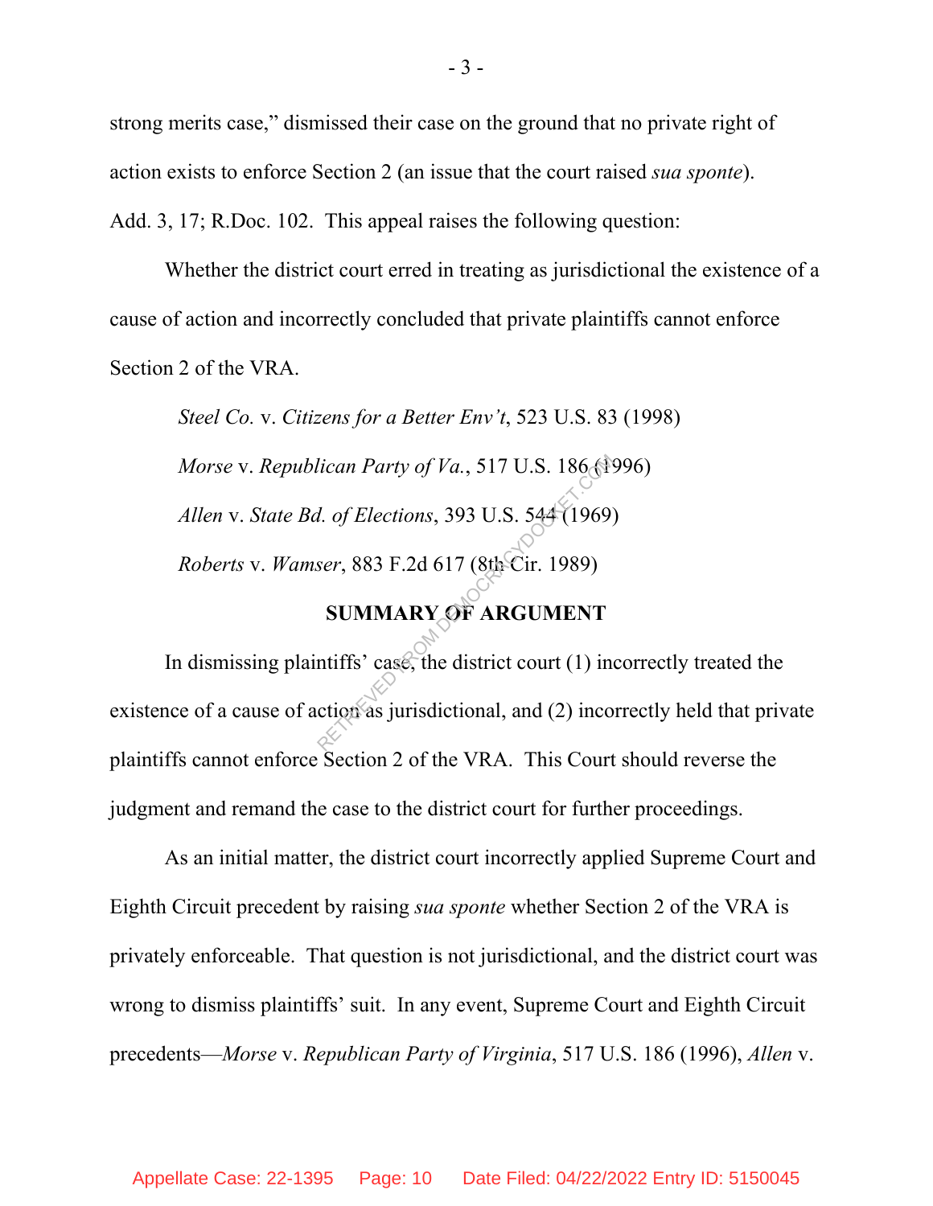strong merits case," dismissed their case on the ground that no private right of action exists to enforce Section 2 (an issue that the court raised *sua sponte*). Add. 3, 17; R.Doc. 102. This appeal raises the following question:

Whether the district court erred in treating as jurisdictional the existence of a cause of action and incorrectly concluded that private plaintiffs cannot enforce Section 2 of the VRA.

*Steel Co.* v. *Citizens for a Better Env't*, 523 U.S. 83 (1998)

*Morse* v. *Republican Party of Va.*, 517 U.S. 186 (1996)

*Allen* v. *State Bd. of Elections*, 393 U.S. 544 (1969)

*Roberts* v. *Wamser*, 883 F.2d 617 (8th Cir. 1989)

## SUMMARY OF ARGUMENT

In dismissing plaintiffs' case, the district court (1) incorrectly treated the existence of a cause of action as jurisdictional, and (2) incorrectly held that private plaintiffs cannot enforce Section 2 of the VRA. This Court should reverse the judgment and remand the case to the district court for further proceedings.

As an initial matter, the district court incorrectly applied Supreme Court and Eighth Circuit precedent by raising *sua sponte* whether Section 2 of the VRA is privately enforceable. That question is not jurisdictional, and the district court was wrong to dismiss plaintiffs' suit. In any event, Supreme Court and Eighth Circuit precedents—*Morse* v. *Republican Party of Virginia*, 517 U.S. 186 (1996), *Allen* v.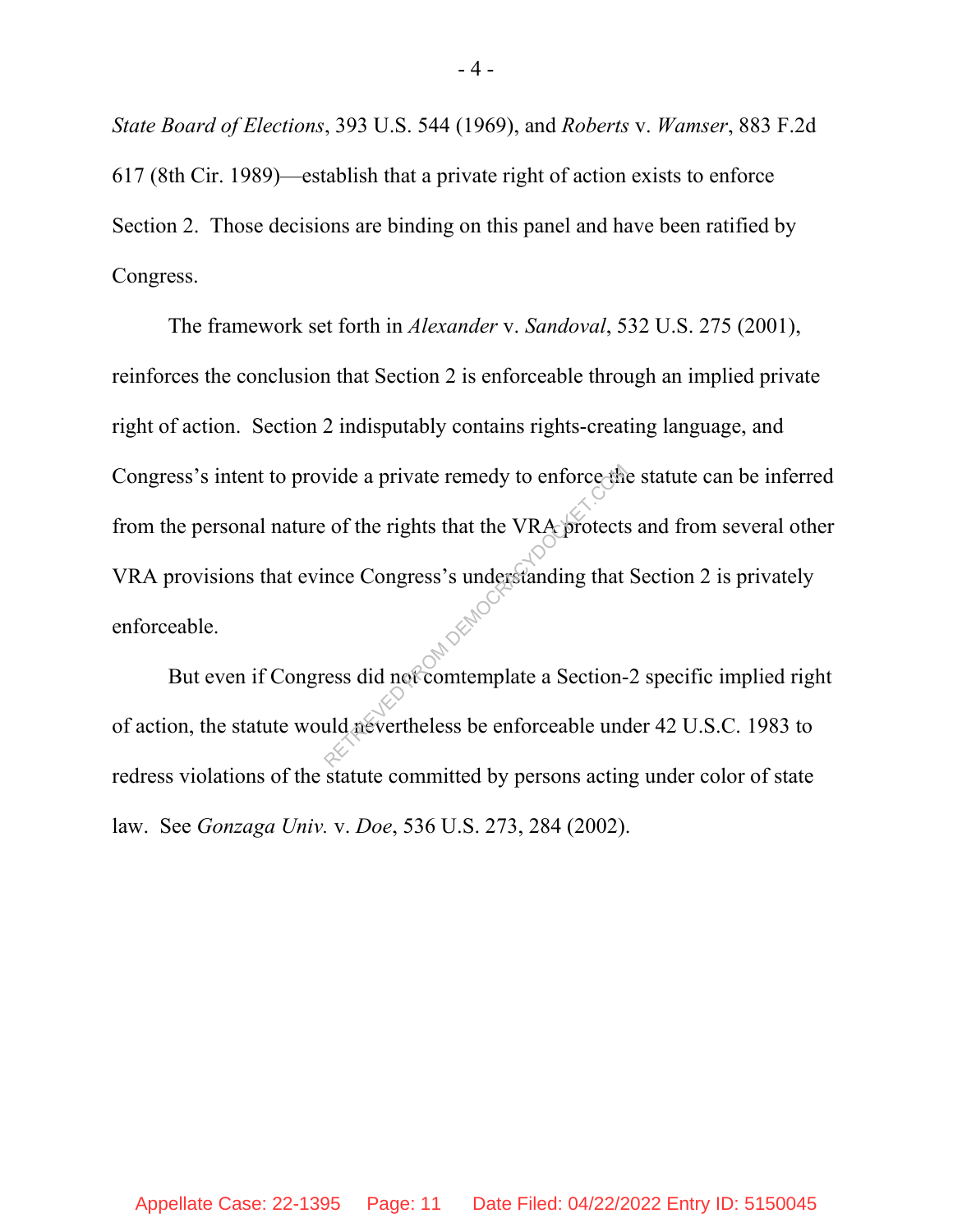*State Board of Elections*, 393 U.S. 544 (1969), and *Roberts* v. *Wamser*, 883 F.2d 617 (8th Cir. 1989)—establish that a private right of action exists to enforce Section 2. Those decisions are binding on this panel and have been ratified by Congress.

The framework set forth in *Alexander* v. *Sandoval*, 532 U.S. 275 (2001), reinforces the conclusion that Section 2 is enforceable through an implied private right of action. Section 2 indisputably contains rights-creating language, and Congress's intent to provide a private remedy to enforce the statute can be inferred from the personal nature of the rights that the VRA protects and from several other VRA provisions that evince Congress's understanding that Section 2 is privately enforceable.

But even if Congress did not comtemplate a Section-2 specific implied right of action, the statute would nevertheless be enforceable under 42 U.S.C. 1983 to redress violations of the statute committed by persons acting under color of state law. See *Gonzaga Univ.* v. *Doe*, 536 U.S. 273, 284 (2002).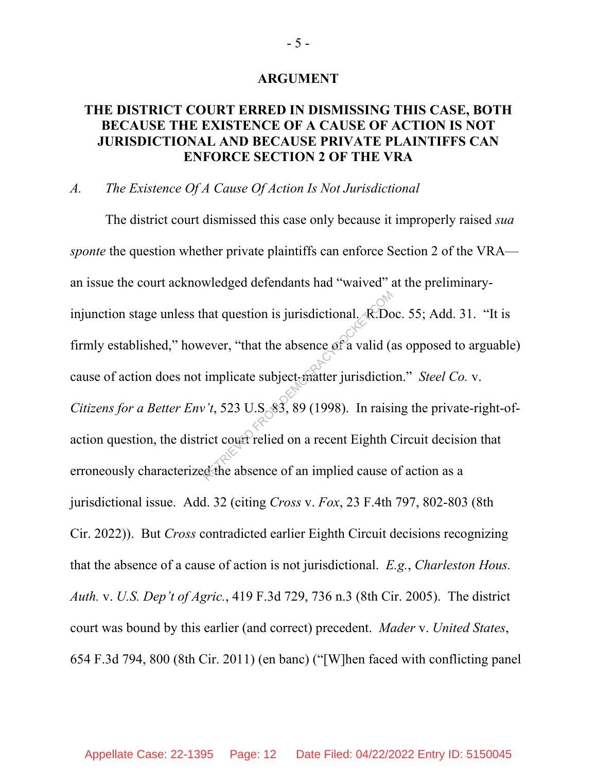## ARGUMENT

### THE DISTRICT COURT ERRED IN DISMISSING THIS CASE, BOTH BECAUSE THE EXISTENCE OF A CAUSE OF ACTION IS NOT JURISDICTIONAL AND BECAUSE PRIVATE PLAINTIFFS CAN ENFORCE SECTION 2 OF THE VRA

*A. The Existence Of A Cause Of Action Is Not Jurisdictional*

The district court dismissed this case only because it improperly raised *sua sponte* the question whether private plaintiffs can enforce Section 2 of the VRA—an issue the court acknowledged defendants had "waived" at the preliminary-injunction stage unless that question is jurisdictional. R.Doc. 55; Add. 31. "It is firmly established," however, "that the absence of a valid (as opposed to arguable) cause of action does not implicate subject-matter jurisdiction." *Steel Co.* v. *Citizens for a Better Env't*, 523 U.S. 83, 89 (1998). In raising the private-right-of-action question, the district court relied on a recent Eighth Circuit decision that erroneously characterized the absence of an implied cause of action as a jurisdictional issue. Add. 32 (citing *Cross* v. *Fox*, 23 F.4th 797, 802-803 (8th Cir. 2022)). But *Cross* contradicted earlier Eighth Circuit decisions recognizing that the absence of a cause of action is not jurisdictional. *E.g.*, *Charleston Hous. Auth.* v. *U.S. Dep't of Agric.*, 419 F.3d 729, 736 n.3 (8th Cir. 2005). The district court was bound by this earlier (and correct) precedent. *Mader* v. *United States*, 654 F.3d 794, 800 (8th Cir. 2011) (en banc) ("[W]hen faced with conflicting panel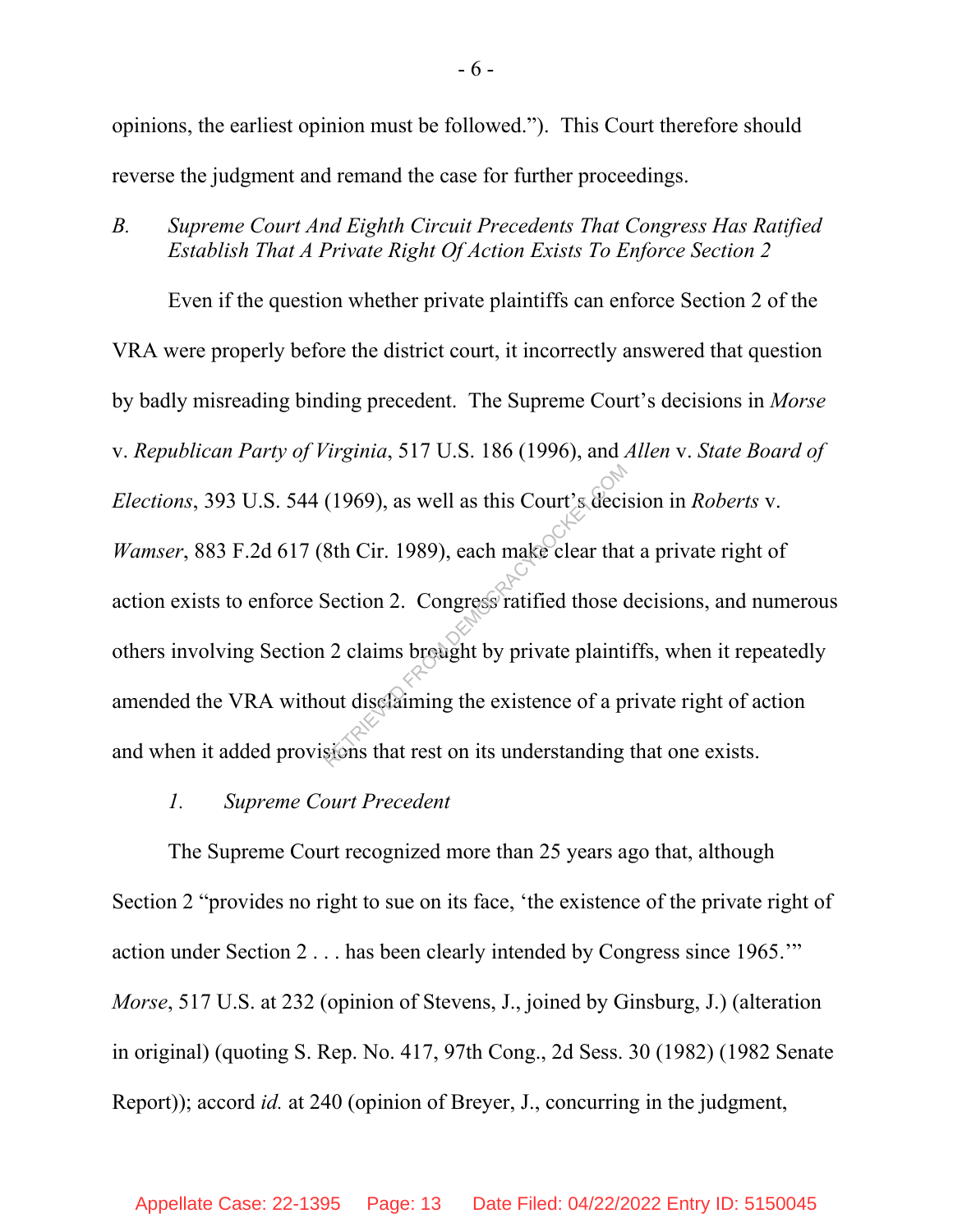opinions, the earliest opinion must be followed."). This Court therefore should reverse the judgment and remand the case for further proceedings.

### *B. Supreme Court And Eighth Circuit Precedents That Congress Has Ratified Establish That A Private Right Of Action Exists To Enforce Section 2*

Even if the question whether private plaintiffs can enforce Section 2 of the VRA were properly before the district court, it incorrectly answered that question by badly misreading binding precedent. The Supreme Court's decisions in *Morse* v. *Republican Party of Virginia*, 517 U.S. 186 (1996), and *Allen* v. *State Board of Elections*, 393 U.S. 544 (1969), as well as this Court's decision in *Roberts* v. *Wamser*, 883 F.2d 617 (8th Cir. 1989), each make clear that a private right of action exists to enforce Section 2. Congress ratified those decisions, and numerous others involving Section 2 claims brought by private plaintiffs, when it repeatedly amended the VRA without disclaiming the existence of a private right of action and when it added provisions that rest on its understanding that one exists.

#### *1. Supreme Court Precedent*

The Supreme Court recognized more than 25 years ago that, although Section 2 "provides no right to sue on its face, 'the existence of the private right of action under Section 2 . . . has been clearly intended by Congress since 1965.'" *Morse*, 517 U.S. at 232 (opinion of Stevens, J., joined by Ginsburg, J.) (alteration in original) (quoting S. Rep. No. 417, 97th Cong., 2d Sess. 30 (1982) (1982 Senate Report)); accord *id.* at 240 (opinion of Breyer, J., concurring in the judgment,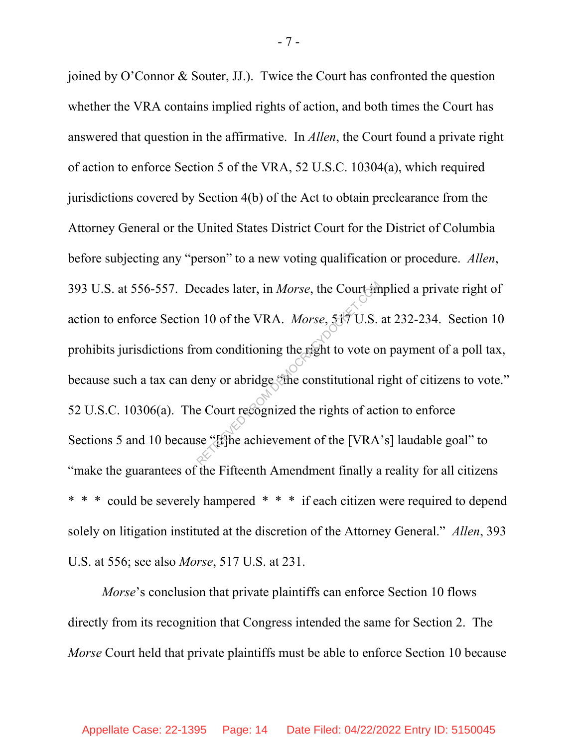joined by O'Connor & Souter, JJ.). Twice the Court has confronted the question whether the VRA contains implied rights of action, and both times the Court has answered that question in the affirmative. In *Allen*, the Court found a private right of action to enforce Section 5 of the VRA, 52 U.S.C. 10304(a), which required jurisdictions covered by Section 4(b) of the Act to obtain preclearance from the Attorney General or the United States District Court for the District of Columbia before subjecting any "person" to a new voting qualification or procedure. *Allen*, 393 U.S. at 556-557. Decades later, in *Morse*, the Court implied a private right of action to enforce Section 10 of the VRA. *Morse*, 517 U.S. at 232-234. Section 10 prohibits jurisdictions from conditioning the right to vote on payment of a poll tax, because such a tax can deny or abridge "the constitutional right of citizens to vote." 52 U.S.C. 10306(a). The Court recognized the rights of action to enforce Sections 5 and 10 because "[t]he achievement of the [VRA's] laudable goal" to "make the guarantees of the Fifteenth Amendment finally a reality for all citizens * * * could be severely hampered * * * if each citizen were required to depend solely on litigation instituted at the discretion of the Attorney General." *Allen*, 393 U.S. at 556; see also *Morse*, 517 U.S. at 231.

*Morse*'s conclusion that private plaintiffs can enforce Section 10 flows directly from its recognition that Congress intended the same for Section 2. The *Morse* Court held that private plaintiffs must be able to enforce Section 10 because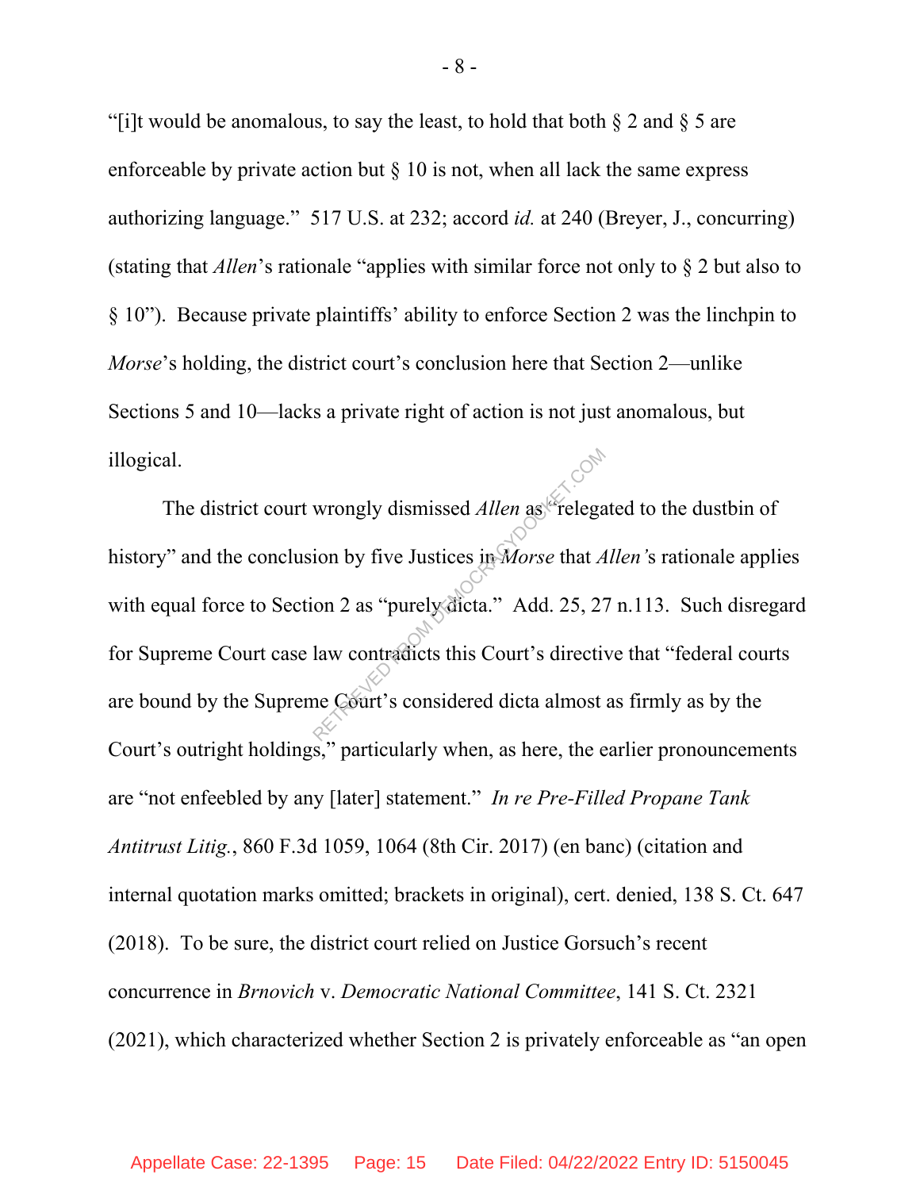"[i]t would be anomalous, to say the least, to hold that both § 2 and § 5 are enforceable by private action but § 10 is not, when all lack the same express authorizing language." 517 U.S. at 232; accord *id.* at 240 (Breyer, J., concurring) (stating that *Allen*'s rationale "applies with similar force not only to § 2 but also to § 10"). Because private plaintiffs' ability to enforce Section 2 was the linchpin to *Morse*'s holding, the district court's conclusion here that Section 2—unlike Sections 5 and 10—lacks a private right of action is not just anomalous, but illogical.

The district court wrongly dismissed *Allen* as "relegated to the dustbin of history" and the conclusion by five Justices in *Morse* that *Allen's* rationale applies with equal force to Section 2 as "purely dicta." Add. 25, 27 n.113. Such disregard for Supreme Court case law contradicts this Court's directive that "federal courts are bound by the Supreme Court's considered dicta almost as firmly as by the Court's outright holdings," particularly when, as here, the earlier pronouncements are "not enfeebled by any [later] statement." *In re Pre-Filled Propane Tank Antitrust Litig.*, 860 F.3d 1059, 1064 (8th Cir. 2017) (en banc) (citation and internal quotation marks omitted; brackets in original), cert. denied, 138 S. Ct. 647 (2018). To be sure, the district court relied on Justice Gorsuch's recent concurrence in *Brnovich* v. *Democratic National Committee*, 141 S. Ct. 2321 (2021), which characterized whether Section 2 is privately enforceable as "an open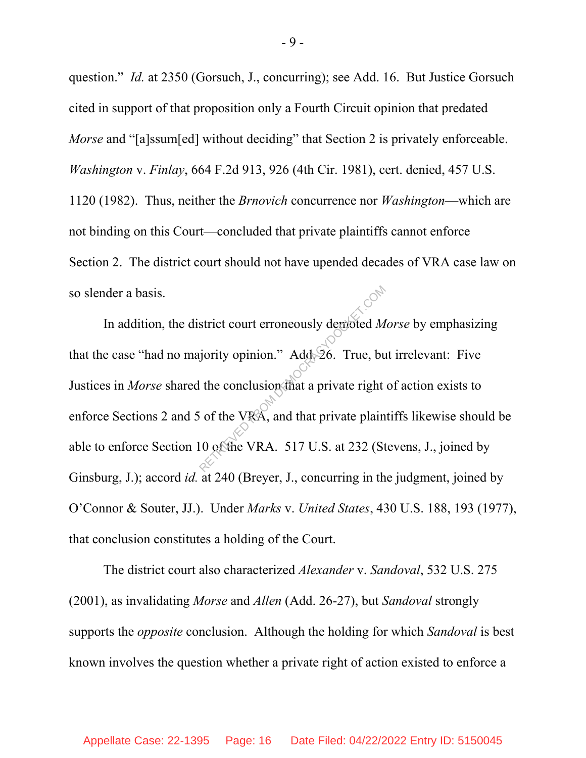question." *Id.* at 2350 (Gorsuch, J., concurring); see Add. 16. But Justice Gorsuch cited in support of that proposition only a Fourth Circuit opinion that predated *Morse* and "[a]ssum[ed] without deciding" that Section 2 is privately enforceable. *Washington* v. *Finlay*, 664 F.2d 913, 926 (4th Cir. 1981), cert. denied, 457 U.S. 1120 (1982). Thus, neither the *Brnovich* concurrence nor *Washington*—which are not binding on this Court—concluded that private plaintiffs cannot enforce Section 2. The district court should not have upended decades of VRA case law on so slender a basis.

In addition, the district court erroneously demoted *Morse* by emphasizing that the case "had no majority opinion." Add. 26. True, but irrelevant: Five Justices in *Morse* shared the conclusion that a private right of action exists to enforce Sections 2 and 5 of the VRA, and that private plaintiffs likewise should be able to enforce Section 10 of the VRA. 517 U.S. at 232 (Stevens, J., joined by Ginsburg, J.); accord *id.* at 240 (Breyer, J., concurring in the judgment, joined by O'Connor & Souter, JJ.). Under *Marks* v. *United States*, 430 U.S. 188, 193 (1977), that conclusion constitutes a holding of the Court.

The district court also characterized *Alexander* v. *Sandoval*, 532 U.S. 275 (2001), as invalidating *Morse* and *Allen* (Add. 26-27), but *Sandoval* strongly supports the *opposite* conclusion. Although the holding for which *Sandoval* is best known involves the question whether a private right of action existed to enforce a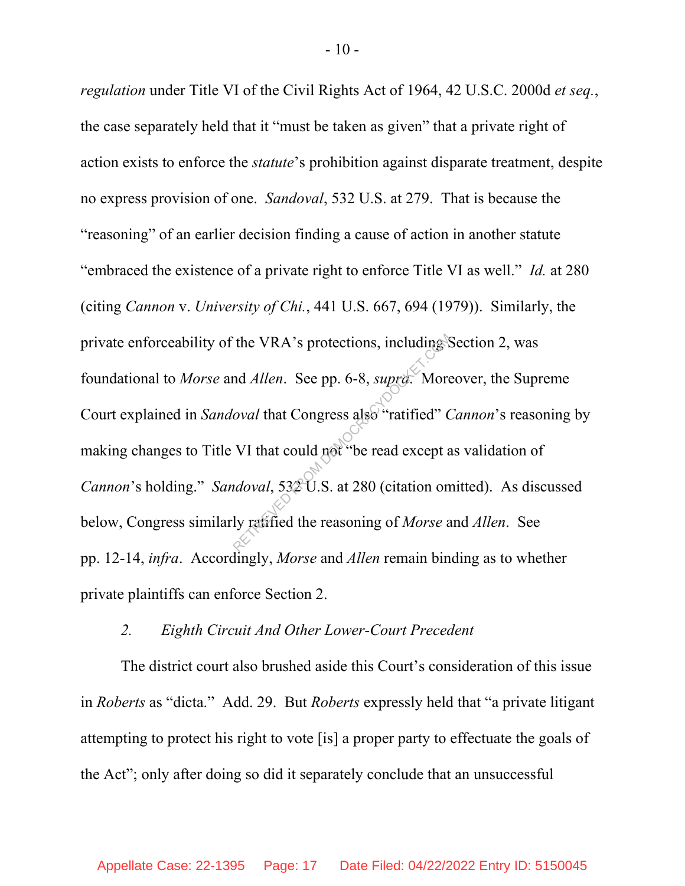*regulation* under Title VI of the Civil Rights Act of 1964, 42 U.S.C. 2000d *et seq.*, the case separately held that it "must be taken as given" that a private right of action exists to enforce the *statute*'s prohibition against disparate treatment, despite no express provision of one. *Sandoval*, 532 U.S. at 279. That is because the "reasoning" of an earlier decision finding a cause of action in another statute "embraced the existence of a private right to enforce Title VI as well." *Id.* at 280 (citing *Cannon* v. *University of Chi.*, 441 U.S. 667, 694 (1979)). Similarly, the private enforceability of the VRA's protections, including Section 2, was foundational to *Morse* and *Allen*. See pp. 6-8, *supra*. Moreover, the Supreme Court explained in *Sandoval* that Congress also "ratified" *Cannon*'s reasoning by making changes to Title VI that could not "be read except as validation of *Cannon*'s holding." *Sandoval*, 532 U.S. at 280 (citation omitted). As discussed below, Congress similarly ratified the reasoning of *Morse* and *Allen*. See pp. 12-14, *infra*. Accordingly, *Morse* and *Allen* remain binding as to whether private plaintiffs can enforce Section 2.

### 2. *Eighth Circuit And Other Lower-Court Precedent*

The district court also brushed aside this Court's consideration of this issue in *Roberts* as "dicta." Add. 29. But *Roberts* expressly held that "a private litigant attempting to protect his right to vote [is] a proper party to effectuate the goals of the Act"; only after doing so did it separately conclude that an unsuccessful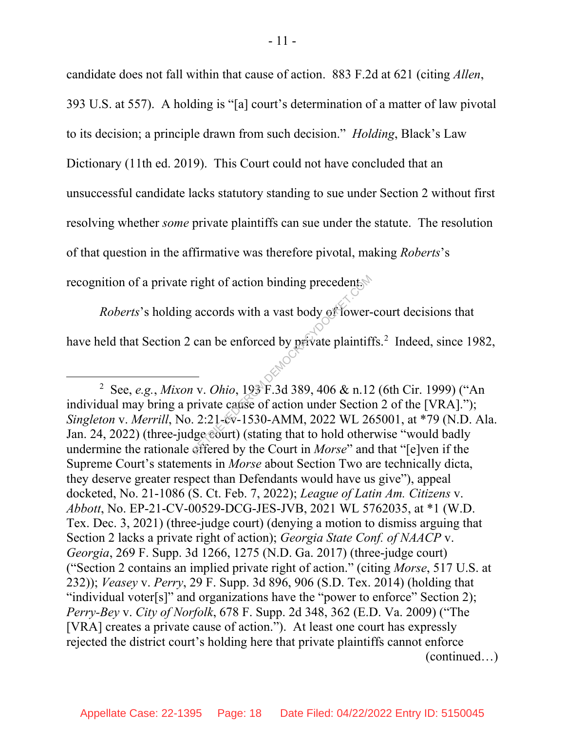candidate does not fall within that cause of action. 883 F.2d at 621 (citing *Allen*, 393 U.S. at 557). A holding is "[a] court's determination of a matter of law pivotal to its decision; a principle drawn from such decision." *Holding*, Black's Law Dictionary (11th ed. 2019). This Court could not have concluded that an unsuccessful candidate lacks statutory standing to sue under Section 2 without first resolving whether *some* private plaintiffs can sue under the statute. The resolution of that question in the affirmative was therefore pivotal, making *Roberts*'s recognition of a private right of action binding precedent.

*Roberts*'s holding accords with a vast body of lower-court decisions that have held that Section 2 can be enforced by private plaintiffs.[2] Indeed, since 1982,

---

[2] See, *e.g.*, *Mixon* v. *Ohio*, 193 F.3d 389, 406 & n.12 (6th Cir. 1999) ("An individual may bring a private cause of action under Section 2 of the [VRA]."); *Singleton* v. *Merrill*, No. 2:21-cv-1530-AMM, 2022 WL 265001, at *79 (N.D. Ala. Jan. 24, 2022) (three-judge court) (stating that to hold otherwise "would badly undermine the rationale offered by the Court in *Morse*" and that "[e]ven if the Supreme Court's statements in *Morse* about Section Two are technically dicta, they deserve greater respect than Defendants would have us give"), appeal docketed, No. 21-1086 (S. Ct. Feb. 7, 2022); *League of Latin Am. Citizens* v. *Abbott*, No. EP-21-CV-00529-DCG-JES-JVB, 2021 WL 5762035, at *1 (W.D. Tex. Dec. 3, 2021) (three-judge court) (denying a motion to dismiss arguing that Section 2 lacks a private right of action); *Georgia State Conf. of NAACP* v. *Georgia*, 269 F. Supp. 3d 1266, 1275 (N.D. Ga. 2017) (three-judge court) ("Section 2 contains an implied private right of action." (citing *Morse*, 517 U.S. at 232)); *Veasey* v. *Perry*, 29 F. Supp. 3d 896, 906 (S.D. Tex. 2014) (holding that "individual voter[s]" and organizations have the "power to enforce" Section 2); *Perry-Bey* v. *City of Norfolk*, 678 F. Supp. 2d 348, 362 (E.D. Va. 2009) ("The [VRA] creates a private cause of action."). At least one court has expressly rejected the district court's holding here that private plaintiffs cannot enforce (continued…)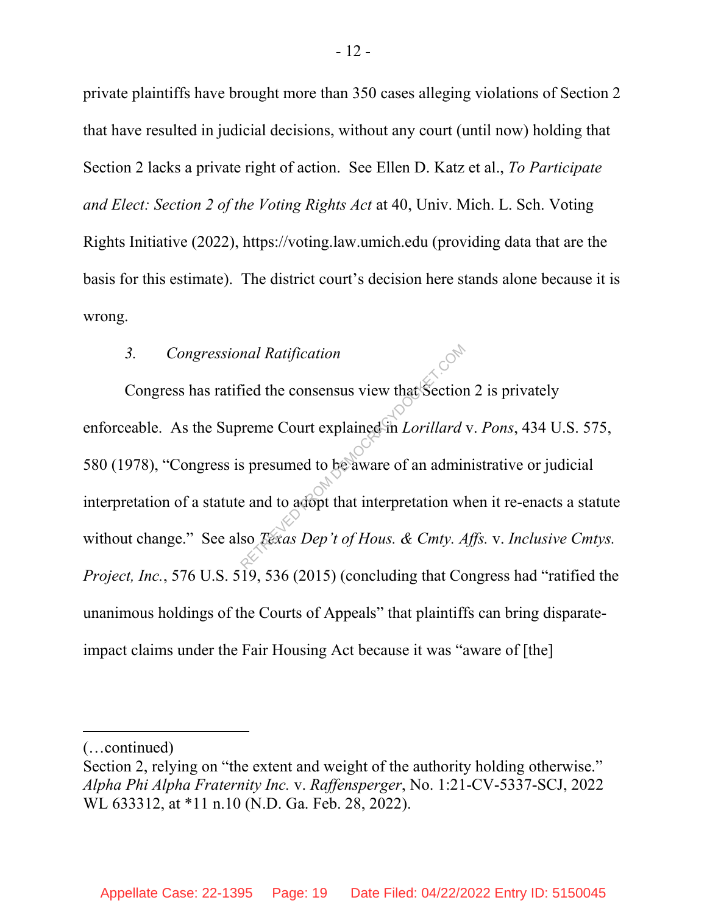private plaintiffs have brought more than 350 cases alleging violations of Section 2 that have resulted in judicial decisions, without any court (until now) holding that Section 2 lacks a private right of action. See Ellen D. Katz et al., *To Participate and Elect: Section 2 of the Voting Rights Act* at 40, Univ. Mich. L. Sch. Voting Rights Initiative (2022), https://voting.law.umich.edu (providing data that are the basis for this estimate). The district court's decision here stands alone because it is wrong.

### 3. *Congressional Ratification*

Congress has ratified the consensus view that Section 2 is privately enforceable. As the Supreme Court explained in *Lorillard* v. *Pons*, 434 U.S. 575, 580 (1978), "Congress is presumed to be aware of an administrative or judicial interpretation of a statute and to adopt that interpretation when it re-enacts a statute without change." See also *Texas Dep't of Hous. & Cmty. Affs.* v. *Inclusive Cmtys. Project, Inc.*, 576 U.S. 519, 536 (2015) (concluding that Congress had "ratified the unanimous holdings of the Courts of Appeals" that plaintiffs can bring disparate-impact claims under the Fair Housing Act because it was "aware of [the]

---

(…continued)
Section 2, relying on "the extent and weight of the authority holding otherwise." *Alpha Phi Alpha Fraternity Inc.* v. *Raffensperger*, No. 1:21-CV-5337-SCJ, 2022 WL 633312, at *11 n.10 (N.D. Ga. Feb. 28, 2022).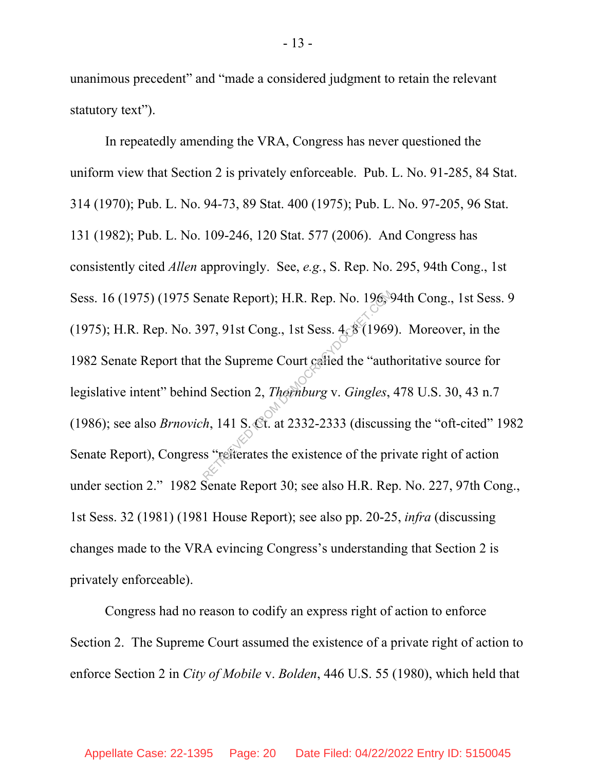unanimous precedent" and "made a considered judgment to retain the relevant statutory text").

In repeatedly amending the VRA, Congress has never questioned the uniform view that Section 2 is privately enforceable. Pub. L. No. 91-285, 84 Stat. 314 (1970); Pub. L. No. 94-73, 89 Stat. 400 (1975); Pub. L. No. 97-205, 96 Stat. 131 (1982); Pub. L. No. 109-246, 120 Stat. 577 (2006). And Congress has consistently cited *Allen* approvingly. See, *e.g.*, S. Rep. No. 295, 94th Cong., 1st Sess. 16 (1975) (1975 Senate Report); H.R. Rep. No. 196, 94th Cong., 1st Sess. 9 (1975); H.R. Rep. No. 397, 91st Cong., 1st Sess. 4, 8 (1969). Moreover, in the 1982 Senate Report that the Supreme Court called the "authoritative source for legislative intent" behind Section 2, *Thornburg* v. *Gingles*, 478 U.S. 30, 43 n.7 (1986); see also *Brnovich*, 141 S. Ct. at 2332-2333 (discussing the "oft-cited" 1982 Senate Report), Congress "reiterates the existence of the private right of action under section 2." 1982 Senate Report 30; see also H.R. Rep. No. 227, 97th Cong., 1st Sess. 32 (1981) (1981 House Report); see also pp. 20-25, *infra* (discussing changes made to the VRA evincing Congress's understanding that Section 2 is privately enforceable).

Congress had no reason to codify an express right of action to enforce Section 2. The Supreme Court assumed the existence of a private right of action to enforce Section 2 in *City of Mobile* v. *Bolden*, 446 U.S. 55 (1980), which held that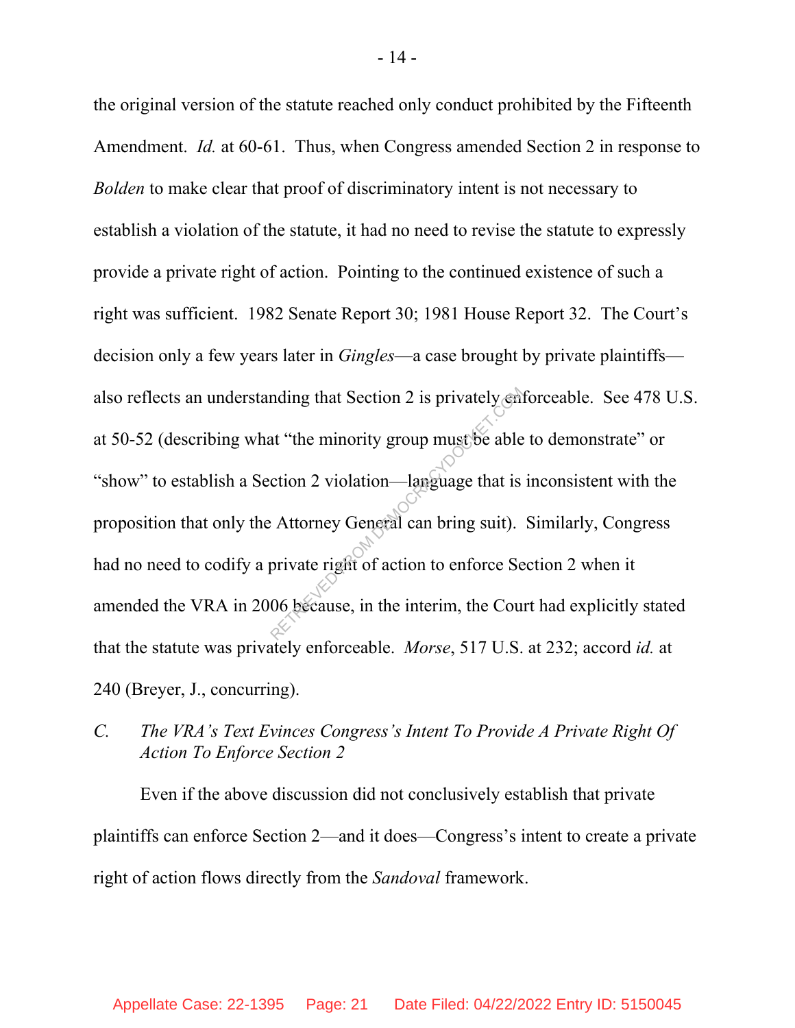the original version of the statute reached only conduct prohibited by the Fifteenth Amendment. *Id.* at 60-61. Thus, when Congress amended Section 2 in response to *Bolden* to make clear that proof of discriminatory intent is not necessary to establish a violation of the statute, it had no need to revise the statute to expressly provide a private right of action. Pointing to the continued existence of such a right was sufficient. 1982 Senate Report 30; 1981 House Report 32. The Court's decision only a few years later in *Gingles*—a case brought by private plaintiffs—also reflects an understanding that Section 2 is privately enforceable. See 478 U.S. at 50-52 (describing what "the minority group must be able to demonstrate" or "show" to establish a Section 2 violation—language that is inconsistent with the proposition that only the Attorney General can bring suit). Similarly, Congress had no need to codify a private right of action to enforce Section 2 when it amended the VRA in 2006 because, in the interim, the Court had explicitly stated that the statute was privately enforceable. *Morse*, 517 U.S. at 232; accord *id.* at 240 (Breyer, J., concurring).

### *C. The VRA's Text Evinces Congress's Intent To Provide A Private Right Of Action To Enforce Section 2*

Even if the above discussion did not conclusively establish that private plaintiffs can enforce Section 2—and it does—Congress's intent to create a private right of action flows directly from the *Sandoval* framework.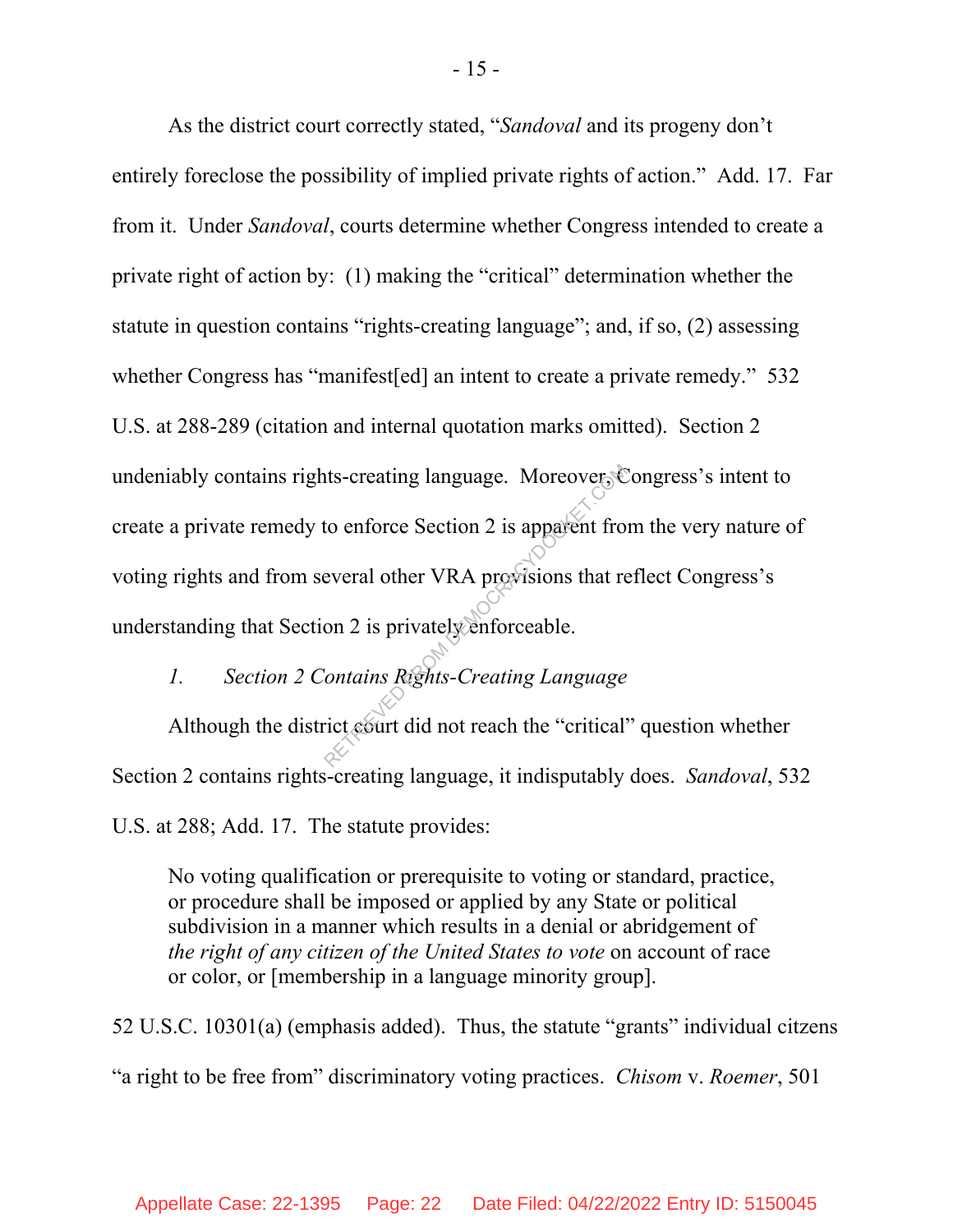As the district court correctly stated, "*Sandoval* and its progeny don't entirely foreclose the possibility of implied private rights of action." Add. 17. Far from it. Under *Sandoval*, courts determine whether Congress intended to create a private right of action by: (1) making the "critical" determination whether the statute in question contains "rights-creating language"; and, if so, (2) assessing whether Congress has "manifest[ed] an intent to create a private remedy." 532 U.S. at 288-289 (citation and internal quotation marks omitted). Section 2 undeniably contains rights-creating language. Moreover, Congress's intent to create a private remedy to enforce Section 2 is apparent from the very nature of voting rights and from several other VRA provisions that reflect Congress's understanding that Section 2 is privately enforceable.

*1. Section 2 Contains Rights-Creating Language*

Although the district court did not reach the "critical" question whether Section 2 contains rights-creating language, it indisputably does. *Sandoval*, 532 U.S. at 288; Add. 17. The statute provides:

> No voting qualification or prerequisite to voting or standard, practice, or procedure shall be imposed or applied by any State or political subdivision in a manner which results in a denial or abridgement of *the right of any citizen of the United States to vote* on account of race or color, or [membership in a language minority group].

52 U.S.C. 10301(a) (emphasis added). Thus, the statute "grants" individual citzens "a right to be free from" discriminatory voting practices. *Chisom* v. *Roemer*, 501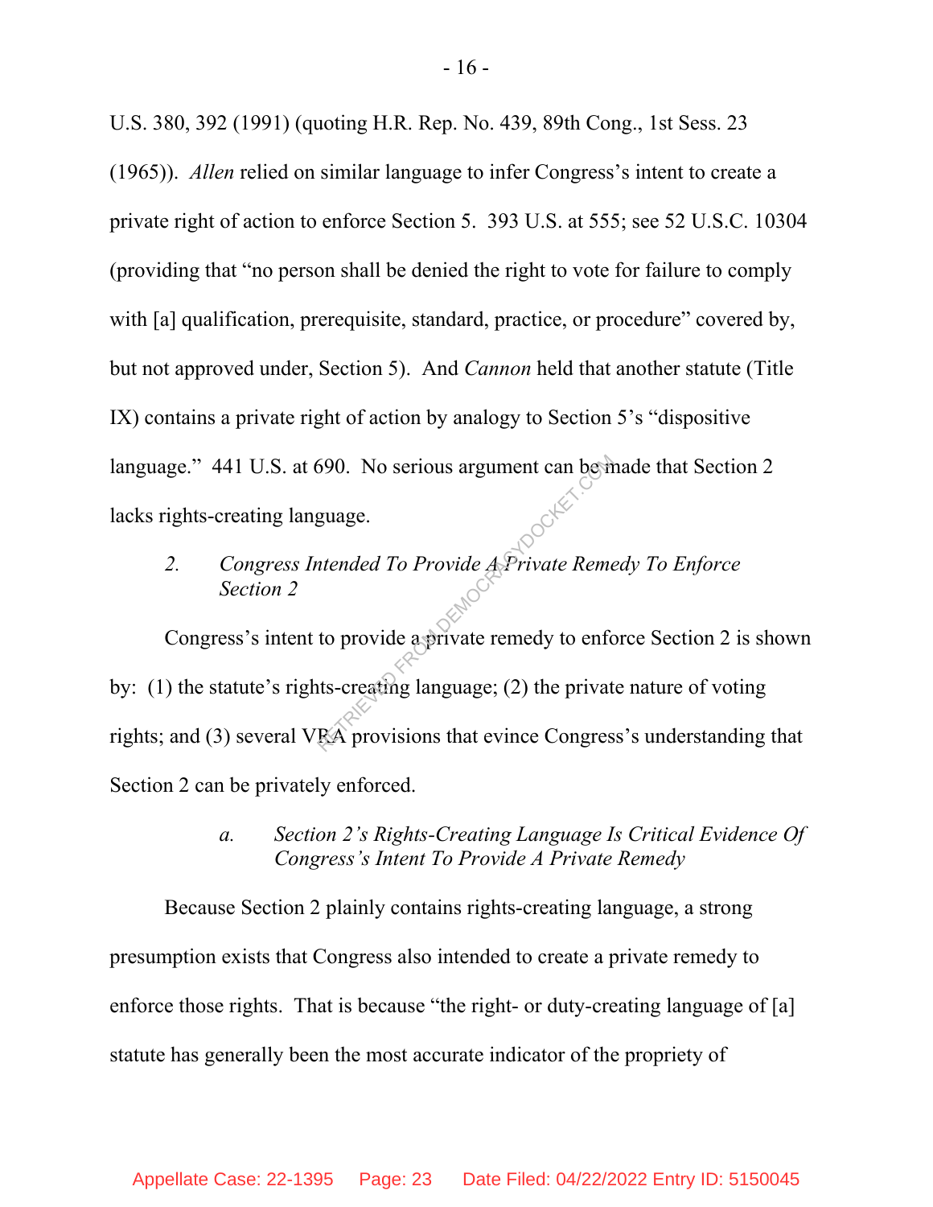U.S. 380, 392 (1991) (quoting H.R. Rep. No. 439, 89th Cong., 1st Sess. 23 (1965)). *Allen* relied on similar language to infer Congress's intent to create a private right of action to enforce Section 5. 393 U.S. at 555; see 52 U.S.C. 10304 (providing that "no person shall be denied the right to vote for failure to comply with [a] qualification, prerequisite, standard, practice, or procedure" covered by, but not approved under, Section 5). And *Cannon* held that another statute (Title IX) contains a private right of action by analogy to Section 5's "dispositive language." 441 U.S. at 690. No serious argument can be made that Section 2 lacks rights-creating language.

2. *Congress Intended To Provide A Private Remedy To Enforce Section 2*

Congress's intent to provide a private remedy to enforce Section 2 is shown by: (1) the statute's rights-creating language; (2) the private nature of voting rights; and (3) several VRA provisions that evince Congress's understanding that Section 2 can be privately enforced.

a. *Section 2's Rights-Creating Language Is Critical Evidence Of Congress's Intent To Provide A Private Remedy*

Because Section 2 plainly contains rights-creating language, a strong presumption exists that Congress also intended to create a private remedy to enforce those rights. That is because "the right- or duty-creating language of [a] statute has generally been the most accurate indicator of the propriety of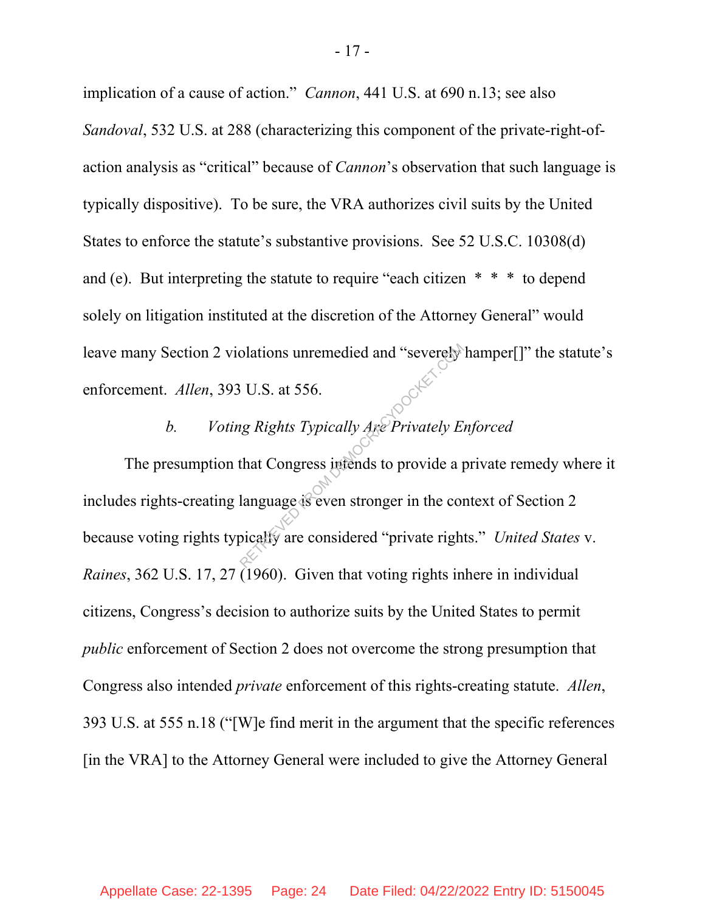implication of a cause of action." *Cannon*, 441 U.S. at 690 n.13; see also *Sandoval*, 532 U.S. at 288 (characterizing this component of the private-right-of-action analysis as "critical" because of *Cannon*'s observation that such language is typically dispositive). To be sure, the VRA authorizes civil suits by the United States to enforce the statute's substantive provisions. See 52 U.S.C. 10308(d) and (e). But interpreting the statute to require "each citizen * * * to depend solely on litigation instituted at the discretion of the Attorney General" would leave many Section 2 violations unremedied and "severely hamper[]" the statute's enforcement. *Allen*, 393 U.S. at 556.

### b. *Voting Rights Typically Are Privately Enforced*

The presumption that Congress intends to provide a private remedy where it includes rights-creating language is even stronger in the context of Section 2 because voting rights typically are considered "private rights." *United States* v. *Raines*, 362 U.S. 17, 27 (1960). Given that voting rights inhere in individual citizens, Congress's decision to authorize suits by the United States to permit *public* enforcement of Section 2 does not overcome the strong presumption that Congress also intended *private* enforcement of this rights-creating statute. *Allen*, 393 U.S. at 555 n.18 ("[W]e find merit in the argument that the specific references [in the VRA] to the Attorney General were included to give the Attorney General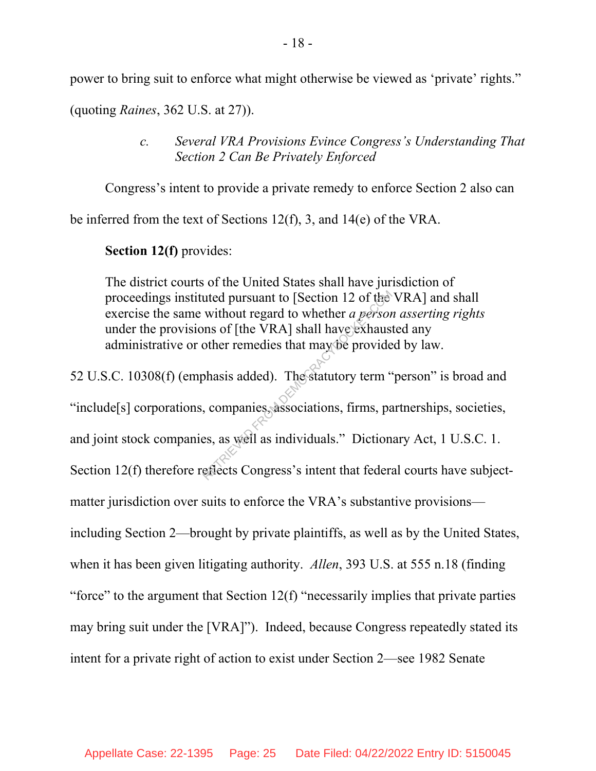power to bring suit to enforce what might otherwise be viewed as 'private' rights." (quoting *Raines*, 362 U.S. at 27)).

#### c. *Several VRA Provisions Evince Congress's Understanding That Section 2 Can Be Privately Enforced*

Congress's intent to provide a private remedy to enforce Section 2 also can be inferred from the text of Sections 12(f), 3, and 14(e) of the VRA.

**Section 12(f)** provides:

> The district courts of the United States shall have jurisdiction of proceedings instituted pursuant to [Section 12 of the VRA] and shall exercise the same without regard to whether *a person asserting rights* under the provisions of [the VRA] shall have exhausted any administrative or other remedies that may be provided by law.

52 U.S.C. 10308(f) (emphasis added). The statutory term "person" is broad and "include[s] corporations, companies, associations, firms, partnerships, societies, and joint stock companies, as well as individuals." Dictionary Act, 1 U.S.C. 1. Section 12(f) therefore reflects Congress's intent that federal courts have subject-matter jurisdiction over suits to enforce the VRA's substantive provisions—including Section 2—brought by private plaintiffs, as well as by the United States, when it has been given litigating authority. *Allen*, 393 U.S. at 555 n.18 (finding "force" to the argument that Section 12(f) "necessarily implies that private parties may bring suit under the [VRA]"). Indeed, because Congress repeatedly stated its intent for a private right of action to exist under Section 2—see 1982 Senate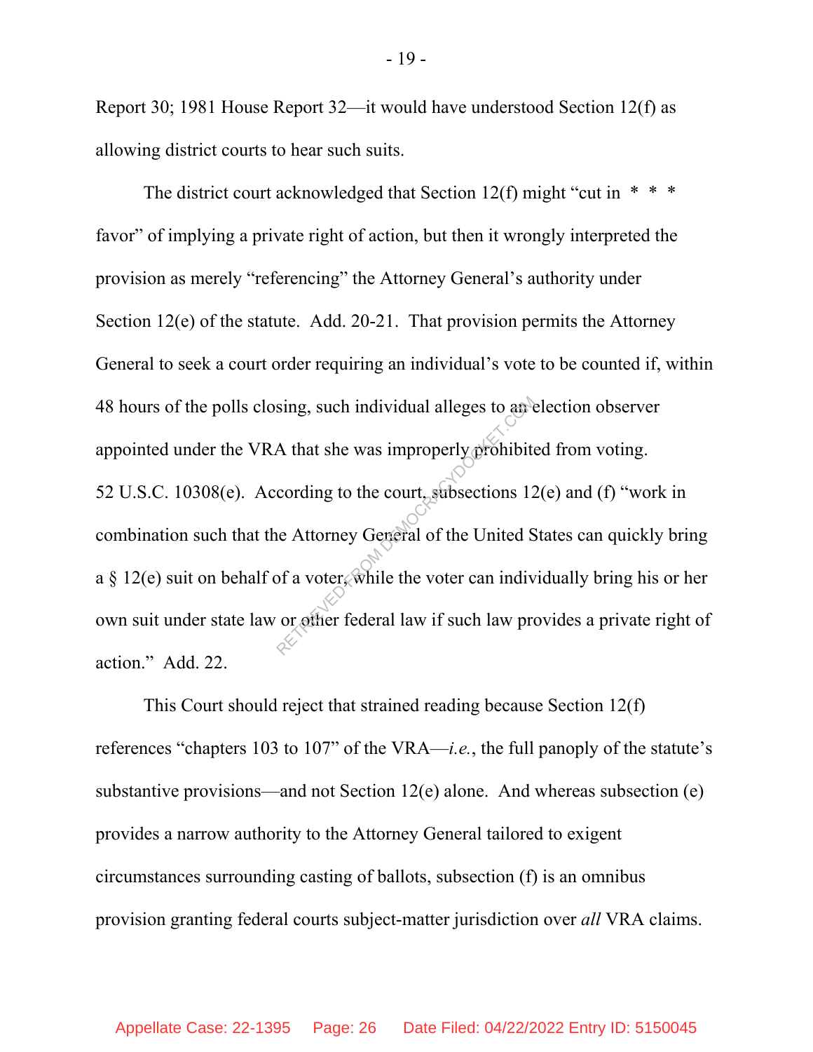Report 30; 1981 House Report 32—it would have understood Section 12(f) as allowing district courts to hear such suits.

The district court acknowledged that Section 12(f) might "cut in * * * favor" of implying a private right of action, but then it wrongly interpreted the provision as merely "referencing" the Attorney General's authority under Section 12(e) of the statute. Add. 20-21. That provision permits the Attorney General to seek a court order requiring an individual's vote to be counted if, within 48 hours of the polls closing, such individual alleges to an election observer appointed under the VRA that she was improperly prohibited from voting. 52 U.S.C. 10308(e). According to the court, subsections 12(e) and (f) "work in combination such that the Attorney General of the United States can quickly bring a § 12(e) suit on behalf of a voter, while the voter can individually bring his or her own suit under state law or other federal law if such law provides a private right of action." Add. 22.

This Court should reject that strained reading because Section 12(f) references "chapters 103 to 107" of the VRA—*i.e.*, the full panoply of the statute's substantive provisions—and not Section 12(e) alone. And whereas subsection (e) provides a narrow authority to the Attorney General tailored to exigent circumstances surrounding casting of ballots, subsection (f) is an omnibus provision granting federal courts subject-matter jurisdiction over *all* VRA claims.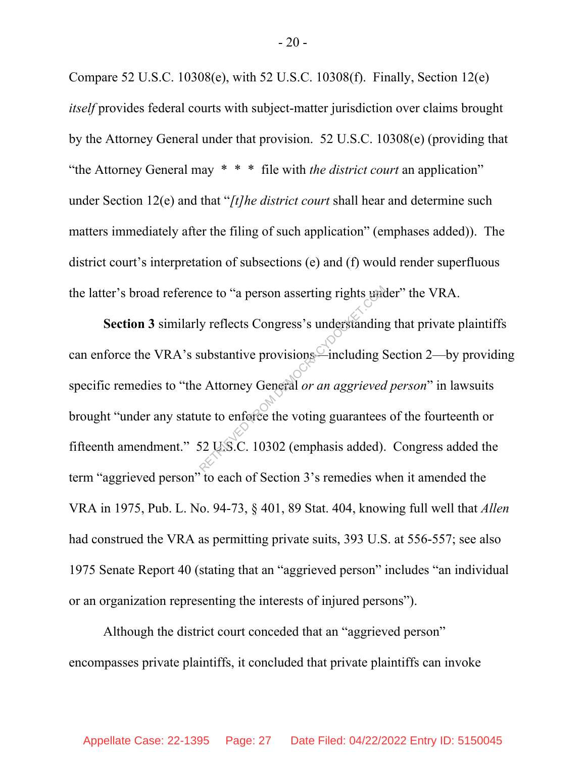Compare 52 U.S.C. 10308(e), with 52 U.S.C. 10308(f). Finally, Section 12(e) *itself* provides federal courts with subject-matter jurisdiction over claims brought by the Attorney General under that provision. 52 U.S.C. 10308(e) (providing that "the Attorney General may * * * file with *the district court* an application" under Section 12(e) and that "*[t]he district court* shall hear and determine such matters immediately after the filing of such application" (emphases added)). The district court's interpretation of subsections (e) and (f) would render superfluous the latter's broad reference to "a person asserting rights under" the VRA.

**Section 3** similarly reflects Congress's understanding that private plaintiffs can enforce the VRA's substantive provisions—including Section 2—by providing specific remedies to "the Attorney General *or an aggrieved person*" in lawsuits brought "under any statute to enforce the voting guarantees of the fourteenth or fifteenth amendment." 52 U.S.C. 10302 (emphasis added). Congress added the term "aggrieved person" to each of Section 3's remedies when it amended the VRA in 1975, Pub. L. No. 94-73, § 401, 89 Stat. 404, knowing full well that *Allen* had construed the VRA as permitting private suits, 393 U.S. at 556-557; see also 1975 Senate Report 40 (stating that an "aggrieved person" includes "an individual or an organization representing the interests of injured persons").

Although the district court conceded that an "aggrieved person" encompasses private plaintiffs, it concluded that private plaintiffs can invoke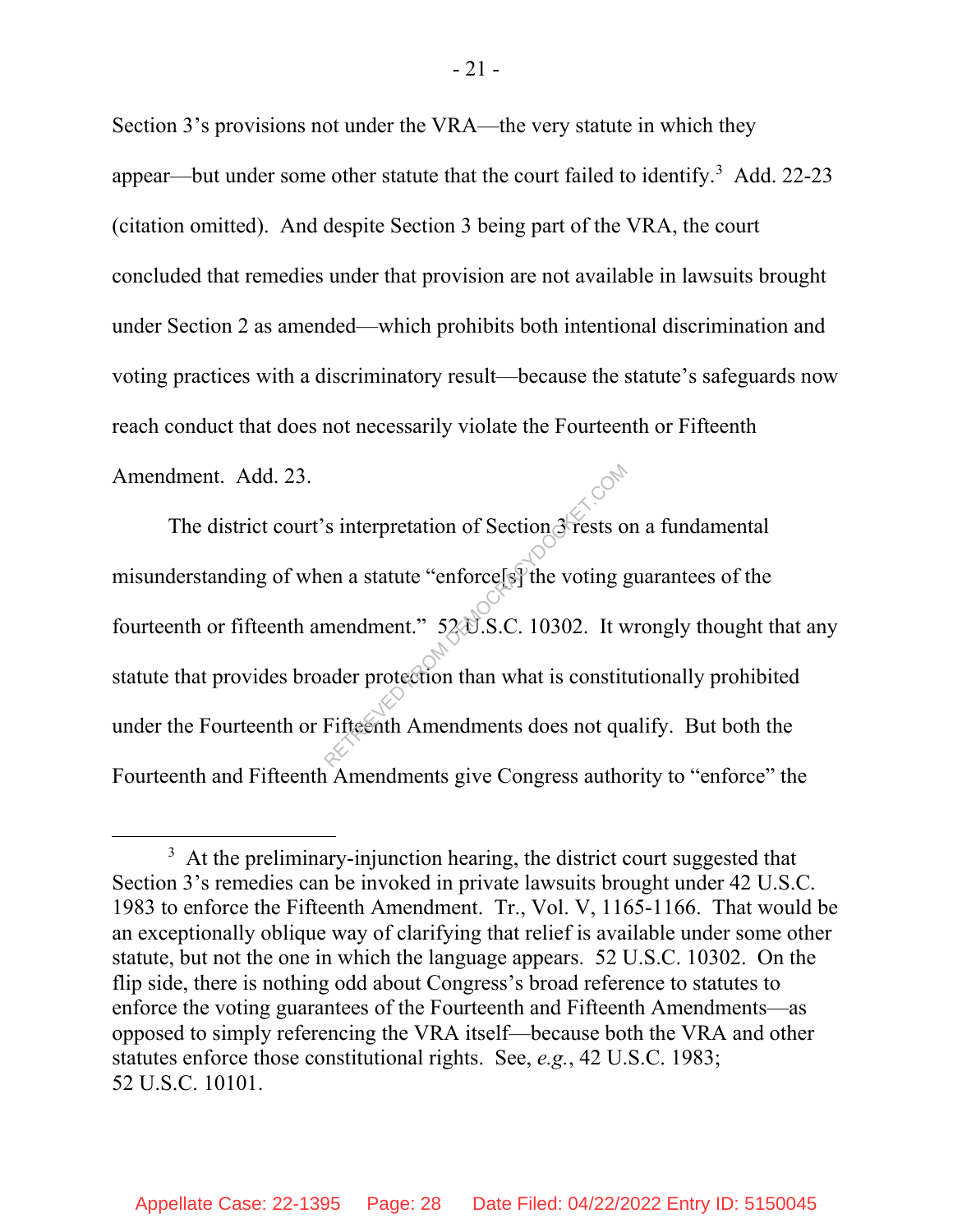Section 3's provisions not under the VRA—the very statute in which they appear—but under some other statute that the court failed to identify.[3] Add. 22-23 (citation omitted). And despite Section 3 being part of the VRA, the court concluded that remedies under that provision are not available in lawsuits brought under Section 2 as amended—which prohibits both intentional discrimination and voting practices with a discriminatory result—because the statute's safeguards now reach conduct that does not necessarily violate the Fourteenth or Fifteenth Amendment. Add. 23.

The district court's interpretation of Section 3 rests on a fundamental misunderstanding of when a statute "enforce[s] the voting guarantees of the fourteenth or fifteenth amendment." 52 U.S.C. 10302. It wrongly thought that any statute that provides broader protection than what is constitutionally prohibited under the Fourteenth or Fifteenth Amendments does not qualify. But both the Fourteenth and Fifteenth Amendments give Congress authority to "enforce" the

[3] At the preliminary-injunction hearing, the district court suggested that Section 3's remedies can be invoked in private lawsuits brought under 42 U.S.C. 1983 to enforce the Fifteenth Amendment. Tr., Vol. V, 1165-1166. That would be an exceptionally oblique way of clarifying that relief is available under some other statute, but not the one in which the language appears. 52 U.S.C. 10302. On the flip side, there is nothing odd about Congress's broad reference to statutes to enforce the voting guarantees of the Fourteenth and Fifteenth Amendments—as opposed to simply referencing the VRA itself—because both the VRA and other statutes enforce those constitutional rights. See, *e.g.*, 42 U.S.C. 1983; 52 U.S.C. 10101.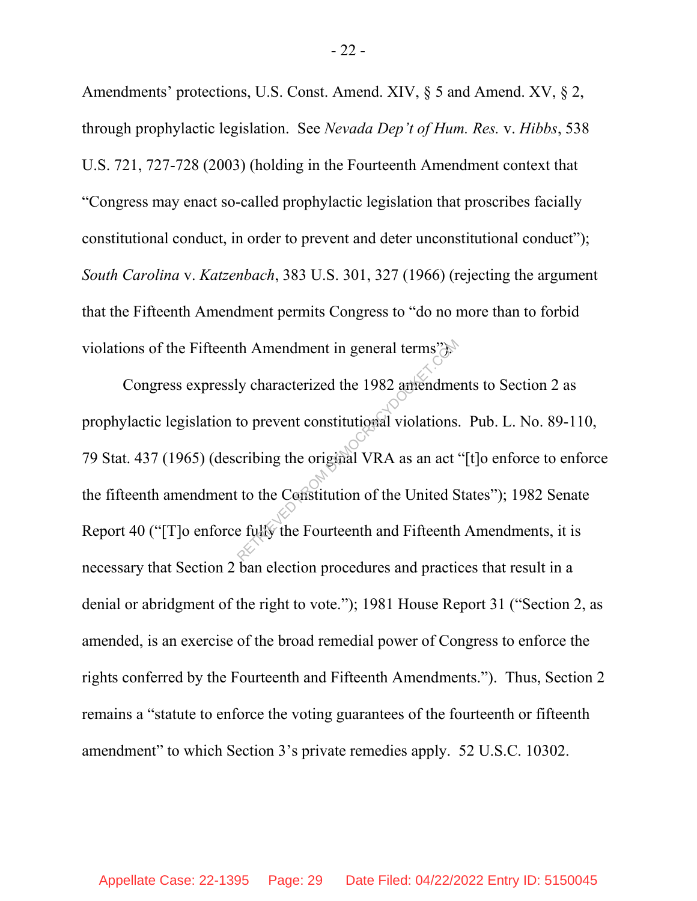Amendments' protections, U.S. Const. Amend. XIV, § 5 and Amend. XV, § 2, through prophylactic legislation. See *Nevada Dep't of Hum. Res.* v. *Hibbs*, 538 U.S. 721, 727-728 (2003) (holding in the Fourteenth Amendment context that "Congress may enact so-called prophylactic legislation that proscribes facially constitutional conduct, in order to prevent and deter unconstitutional conduct"); *South Carolina* v. *Katzenbach*, 383 U.S. 301, 327 (1966) (rejecting the argument that the Fifteenth Amendment permits Congress to "do no more than to forbid violations of the Fifteenth Amendment in general terms").

Congress expressly characterized the 1982 amendments to Section 2 as prophylactic legislation to prevent constitutional violations. Pub. L. No. 89-110, 79 Stat. 437 (1965) (describing the original VRA as an act "[t]o enforce to enforce the fifteenth amendment to the Constitution of the United States"); 1982 Senate Report 40 ("[T]o enforce fully the Fourteenth and Fifteenth Amendments, it is necessary that Section 2 ban election procedures and practices that result in a denial or abridgment of the right to vote."); 1981 House Report 31 ("Section 2, as amended, is an exercise of the broad remedial power of Congress to enforce the rights conferred by the Fourteenth and Fifteenth Amendments."). Thus, Section 2 remains a "statute to enforce the voting guarantees of the fourteenth or fifteenth amendment" to which Section 3's private remedies apply. 52 U.S.C. 10302.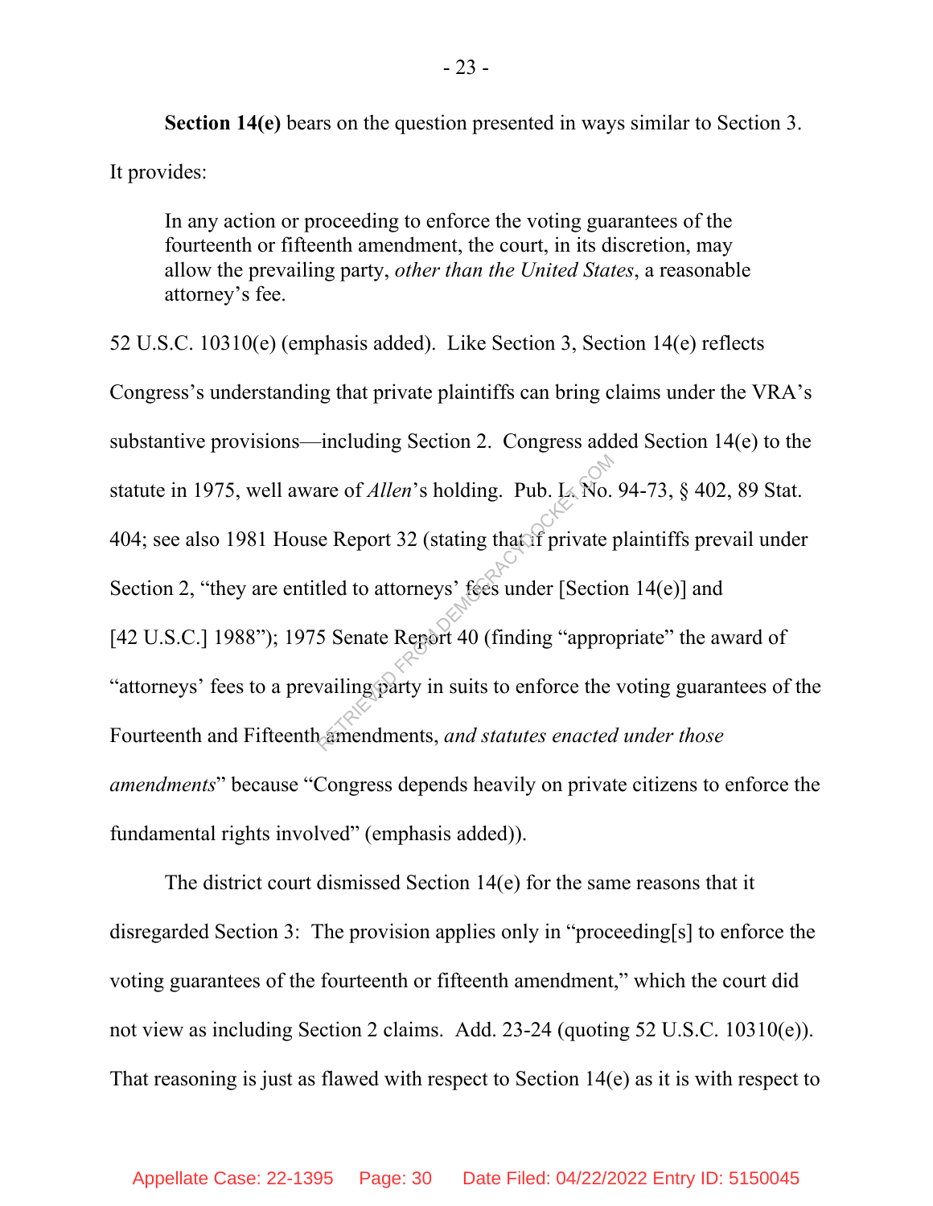**Section 14(e)** bears on the question presented in ways similar to Section 3. It provides:

> In any action or proceeding to enforce the voting guarantees of the fourteenth or fifteenth amendment, the court, in its discretion, may allow the prevailing party, *other than the United States*, a reasonable attorney's fee.

52 U.S.C. 10310(e) (emphasis added). Like Section 3, Section 14(e) reflects Congress's understanding that private plaintiffs can bring claims under the VRA's substantive provisions—including Section 2. Congress added Section 14(e) to the statute in 1975, well aware of *Allen*'s holding. Pub. L. No. 94-73, § 402, 89 Stat. 404; see also 1981 House Report 32 (stating that if private plaintiffs prevail under Section 2, "they are entitled to attorneys' fees under [Section 14(e)] and [42 U.S.C.] 1988"); 1975 Senate Report 40 (finding "appropriate" the award of "attorneys' fees to a prevailing party in suits to enforce the voting guarantees of the Fourteenth and Fifteenth amendments, *and statutes enacted under those amendments*" because "Congress depends heavily on private citizens to enforce the fundamental rights involved" (emphasis added)).

The district court dismissed Section 14(e) for the same reasons that it disregarded Section 3: The provision applies only in "proceeding[s] to enforce the voting guarantees of the fourteenth or fifteenth amendment," which the court did not view as including Section 2 claims. Add. 23-24 (quoting 52 U.S.C. 10310(e)). That reasoning is just as flawed with respect to Section 14(e) as it is with respect to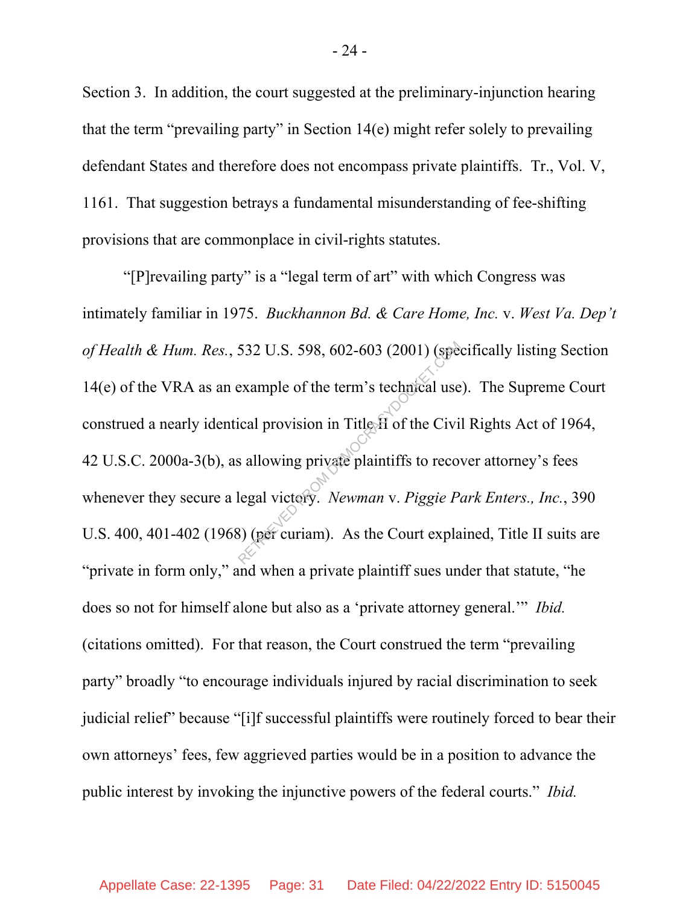Section 3. In addition, the court suggested at the preliminary-injunction hearing that the term "prevailing party" in Section 14(e) might refer solely to prevailing defendant States and therefore does not encompass private plaintiffs. Tr., Vol. V, 1161. That suggestion betrays a fundamental misunderstanding of fee-shifting provisions that are commonplace in civil-rights statutes.

"[P]revailing party" is a "legal term of art" with which Congress was intimately familiar in 1975. *Buckhannon Bd. & Care Home, Inc.* v. *West Va. Dep't of Health & Hum. Res.*, 532 U.S. 598, 602-603 (2001) (specifically listing Section 14(e) of the VRA as an example of the term's technical use). The Supreme Court construed a nearly identical provision in Title II of the Civil Rights Act of 1964, 42 U.S.C. 2000a-3(b), as allowing private plaintiffs to recover attorney's fees whenever they secure a legal victory. *Newman* v. *Piggie Park Enters., Inc.*, 390 U.S. 400, 401-402 (1968) (per curiam). As the Court explained, Title II suits are "private in form only," and when a private plaintiff sues under that statute, "he does so not for himself alone but also as a 'private attorney general.'" *Ibid.* (citations omitted). For that reason, the Court construed the term "prevailing party" broadly "to encourage individuals injured by racial discrimination to seek judicial relief" because "[i]f successful plaintiffs were routinely forced to bear their own attorneys' fees, few aggrieved parties would be in a position to advance the public interest by invoking the injunctive powers of the federal courts." *Ibid.*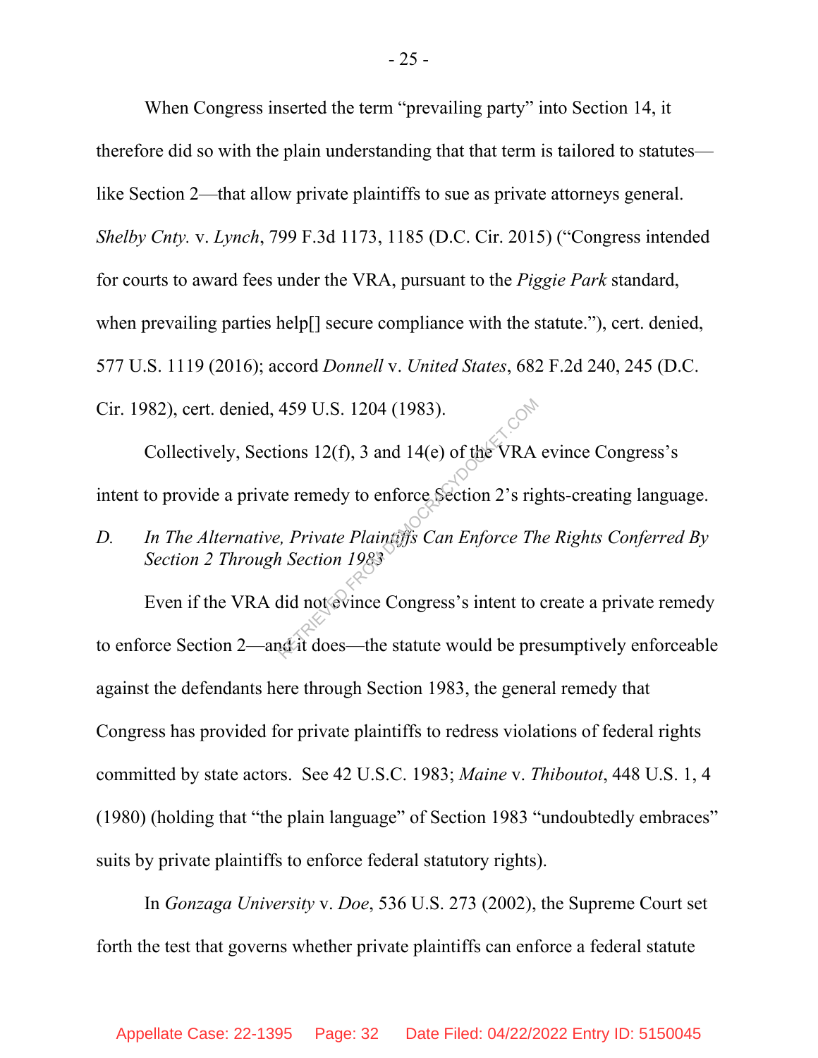When Congress inserted the term "prevailing party" into Section 14, it therefore did so with the plain understanding that that term is tailored to statutes—like Section 2—that allow private plaintiffs to sue as private attorneys general. *Shelby Cnty.* v. *Lynch*, 799 F.3d 1173, 1185 (D.C. Cir. 2015) ("Congress intended for courts to award fees under the VRA, pursuant to the *Piggie Park* standard, when prevailing parties help[] secure compliance with the statute."), cert. denied, 577 U.S. 1119 (2016); accord *Donnell* v. *United States*, 682 F.2d 240, 245 (D.C. Cir. 1982), cert. denied, 459 U.S. 1204 (1983).

Collectively, Sections 12(f), 3 and 14(e) of the VRA evince Congress's intent to provide a private remedy to enforce Section 2's rights-creating language.

### D. *In The Alternative, Private Plaintiffs Can Enforce The Rights Conferred By Section 2 Through Section 1983*

Even if the VRA did not evince Congress's intent to create a private remedy to enforce Section 2—and it does—the statute would be presumptively enforceable against the defendants here through Section 1983, the general remedy that Congress has provided for private plaintiffs to redress violations of federal rights committed by state actors. See 42 U.S.C. 1983; *Maine* v. *Thiboutot*, 448 U.S. 1, 4 (1980) (holding that "the plain language" of Section 1983 "undoubtedly embraces" suits by private plaintiffs to enforce federal statutory rights).

In *Gonzaga University* v. *Doe*, 536 U.S. 273 (2002), the Supreme Court set forth the test that governs whether private plaintiffs can enforce a federal statute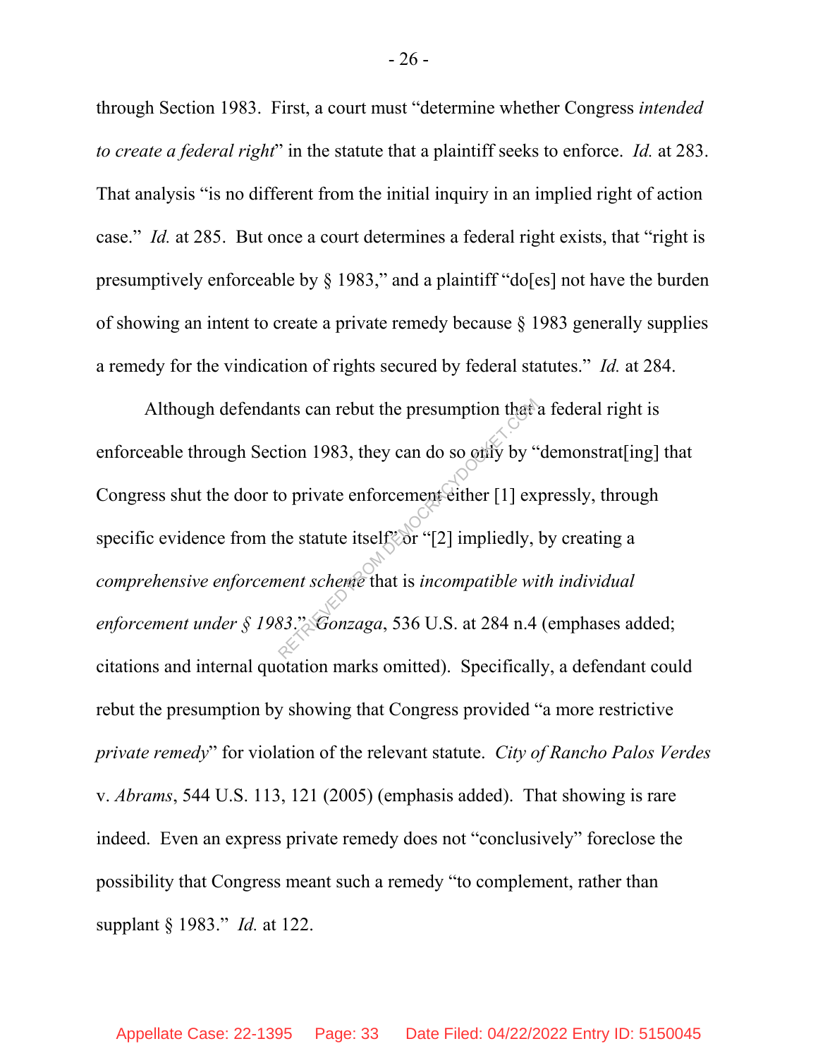through Section 1983. First, a court must "determine whether Congress *intended to create a federal right*" in the statute that a plaintiff seeks to enforce. *Id.* at 283. That analysis "is no different from the initial inquiry in an implied right of action case." *Id.* at 285. But once a court determines a federal right exists, that "right is presumptively enforceable by § 1983," and a plaintiff "do[es] not have the burden of showing an intent to create a private remedy because § 1983 generally supplies a remedy for the vindication of rights secured by federal statutes." *Id.* at 284.

Although defendants can rebut the presumption that a federal right is enforceable through Section 1983, they can do so only by "demonstrat[ing] that Congress shut the door to private enforcement either [1] expressly, through specific evidence from the statute itself" or "[2] impliedly, by creating a *comprehensive enforcement scheme* that is *incompatible with individual enforcement under § 1983*." *Gonzaga*, 536 U.S. at 284 n.4 (emphases added; citations and internal quotation marks omitted). Specifically, a defendant could rebut the presumption by showing that Congress provided "a more restrictive *private remedy*" for violation of the relevant statute. *City of Rancho Palos Verdes* v. *Abrams*, 544 U.S. 113, 121 (2005) (emphasis added). That showing is rare indeed. Even an express private remedy does not "conclusively" foreclose the possibility that Congress meant such a remedy "to complement, rather than supplant § 1983." *Id.* at 122.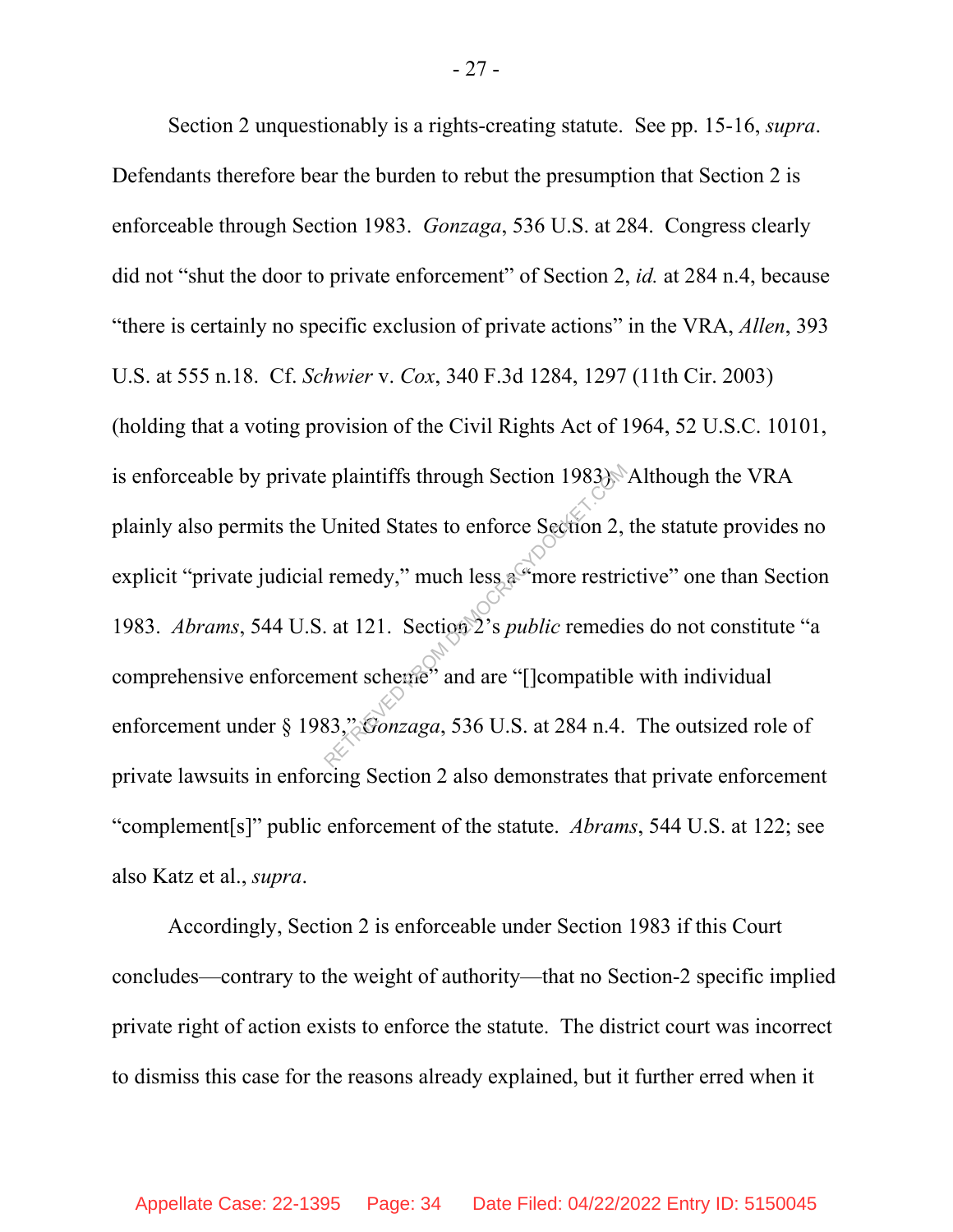Section 2 unquestionably is a rights-creating statute. See pp. 15-16, *supra*. Defendants therefore bear the burden to rebut the presumption that Section 2 is enforceable through Section 1983. *Gonzaga*, 536 U.S. at 284. Congress clearly did not "shut the door to private enforcement" of Section 2, *id.* at 284 n.4, because "there is certainly no specific exclusion of private actions" in the VRA, *Allen*, 393 U.S. at 555 n.18. Cf. *Schwier* v. *Cox*, 340 F.3d 1284, 1297 (11th Cir. 2003) (holding that a voting provision of the Civil Rights Act of 1964, 52 U.S.C. 10101, is enforceable by private plaintiffs through Section 1983). Although the VRA plainly also permits the United States to enforce Section 2, the statute provides no explicit "private judicial remedy," much less a "more restrictive" one than Section 1983. *Abrams*, 544 U.S. at 121. Section 2's *public* remedies do not constitute "a comprehensive enforcement scheme" and are "[]compatible with individual enforcement under § 1983." *Gonzaga*, 536 U.S. at 284 n.4. The outsized role of private lawsuits in enforcing Section 2 also demonstrates that private enforcement "complement[s]" public enforcement of the statute. *Abrams*, 544 U.S. at 122; see also Katz et al., *supra*.

Accordingly, Section 2 is enforceable under Section 1983 if this Court concludes—contrary to the weight of authority—that no Section-2 specific implied private right of action exists to enforce the statute. The district court was incorrect to dismiss this case for the reasons already explained, but it further erred when it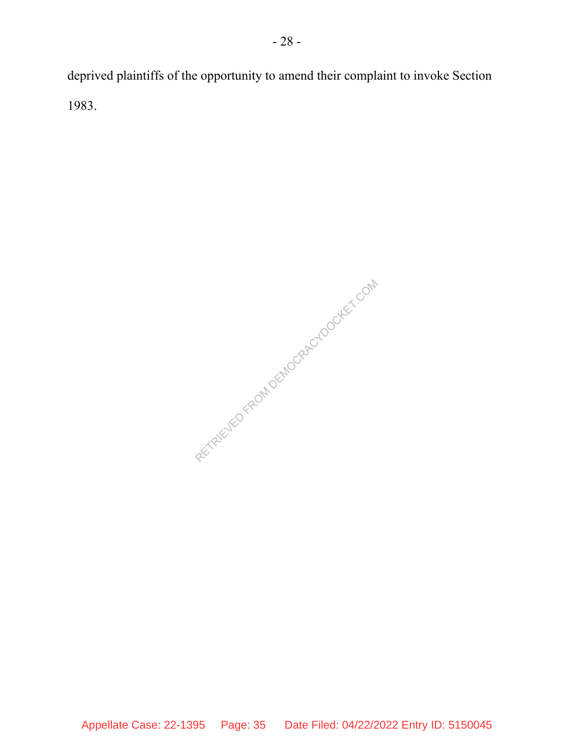deprived plaintiffs of the opportunity to amend their complaint to invoke Section 1983.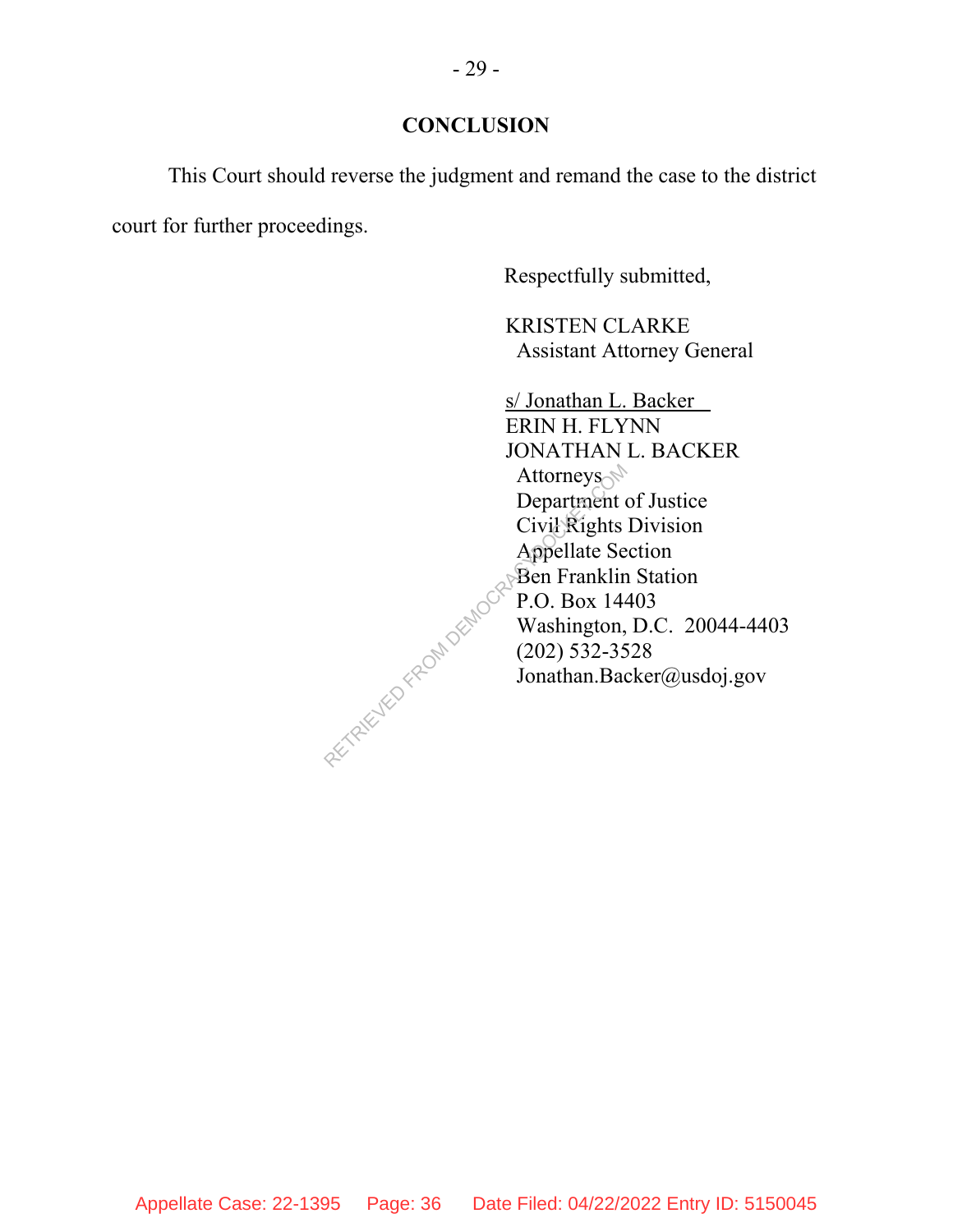## CONCLUSION

This Court should reverse the judgment and remand the case to the district court for further proceedings.

Respectfully submitted,

KRISTEN CLARKE
Assistant Attorney General

s/ Jonathan L. Backer
ERIN H. FLYNN
JONATHAN L. BACKER
Attorneys
Department of Justice
Civil Rights Division
Appellate Section
Ben Franklin Station
P.O. Box 14403
Washington, D.C. 20044-4403
(202) 532-3528
Jonathan.Backer@usdoj.gov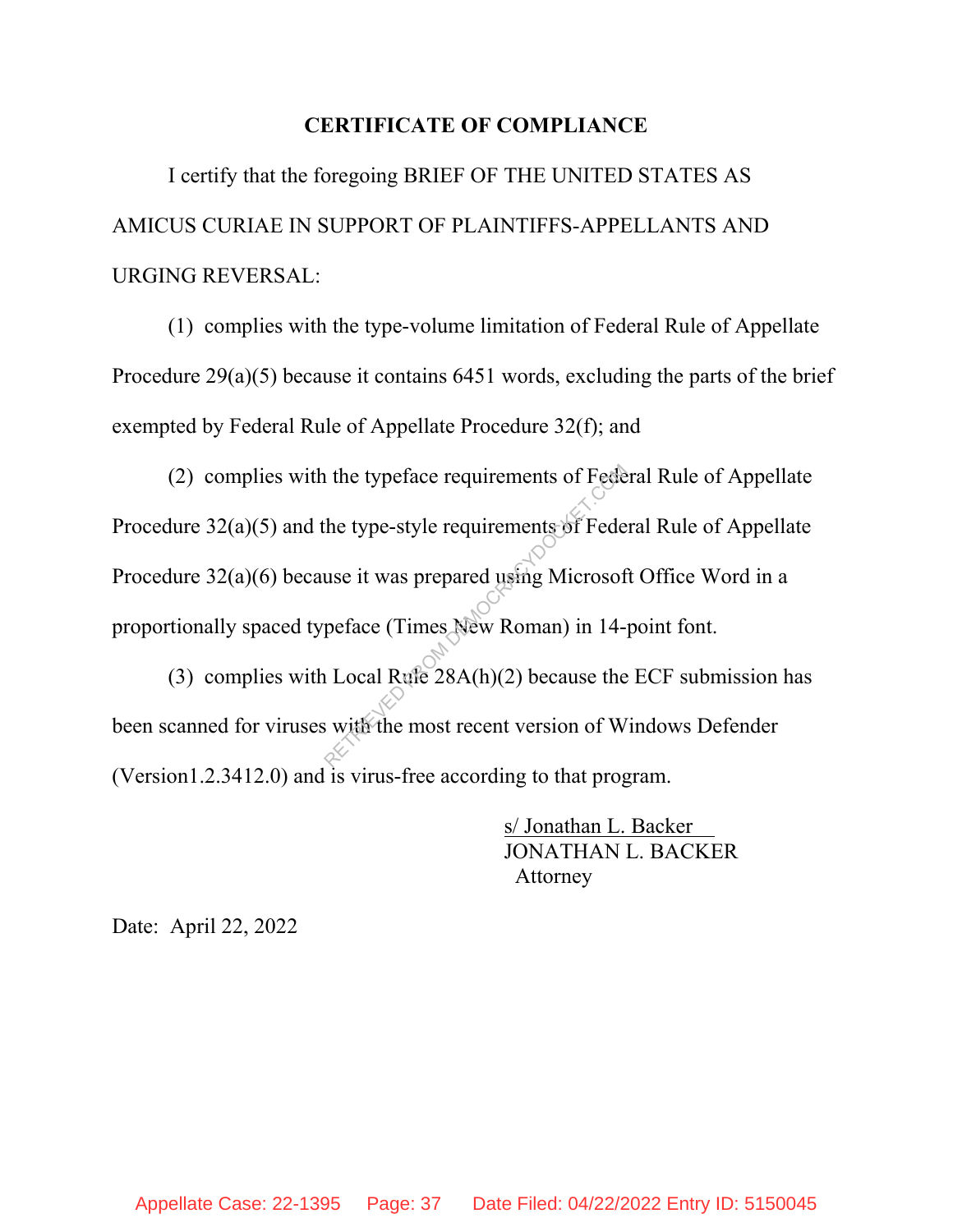**CERTIFICATE OF COMPLIANCE**

I certify that the foregoing BRIEF OF THE UNITED STATES AS AMICUS CURIAE IN SUPPORT OF PLAINTIFFS-APPELLANTS AND URGING REVERSAL:

(1) complies with the type-volume limitation of Federal Rule of Appellate Procedure 29(a)(5) because it contains 6451 words, excluding the parts of the brief exempted by Federal Rule of Appellate Procedure 32(f); and

(2) complies with the typeface requirements of Federal Rule of Appellate Procedure 32(a)(5) and the type-style requirements of Federal Rule of Appellate Procedure 32(a)(6) because it was prepared using Microsoft Office Word in a proportionally spaced typeface (Times New Roman) in 14-point font.

(3) complies with Local Rule 28A(h)(2) because the ECF submission has been scanned for viruses with the most recent version of Windows Defender (Version1.2.3412.0) and is virus-free according to that program.

s/ Jonathan L. Backer
JONATHAN L. BACKER
Attorney

Date: April 22, 2022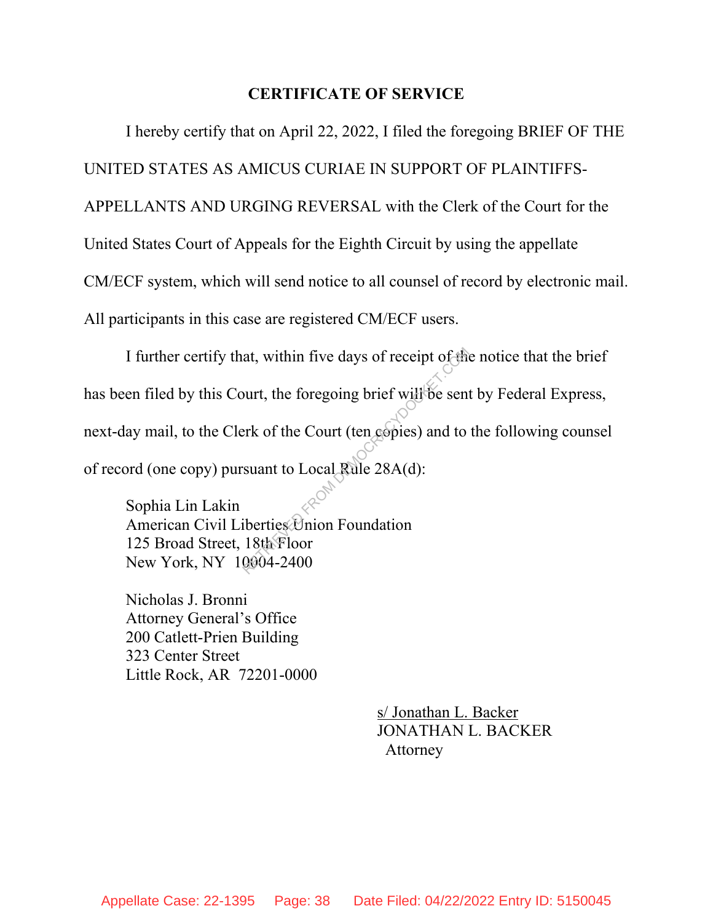## CERTIFICATE OF SERVICE

I hereby certify that on April 22, 2022, I filed the foregoing BRIEF OF THE UNITED STATES AS AMICUS CURIAE IN SUPPORT OF PLAINTIFFS-APPELLANTS AND URGING REVERSAL with the Clerk of the Court for the United States Court of Appeals for the Eighth Circuit by using the appellate CM/ECF system, which will send notice to all counsel of record by electronic mail. All participants in this case are registered CM/ECF users.

I further certify that, within five days of receipt of the notice that the brief has been filed by this Court, the foregoing brief will be sent by Federal Express, next-day mail, to the Clerk of the Court (ten copies) and to the following counsel of record (one copy) pursuant to Local Rule 28A(d):

Sophia Lin Lakin
American Civil Liberties Union Foundation
125 Broad Street, 18th Floor
New York, NY 10004-2400

Nicholas J. Bronni
Attorney General's Office
200 Catlett-Prien Building
323 Center Street
Little Rock, AR 72201-0000

s/ Jonathan L. Backer
JONATHAN L. BACKER
Attorney